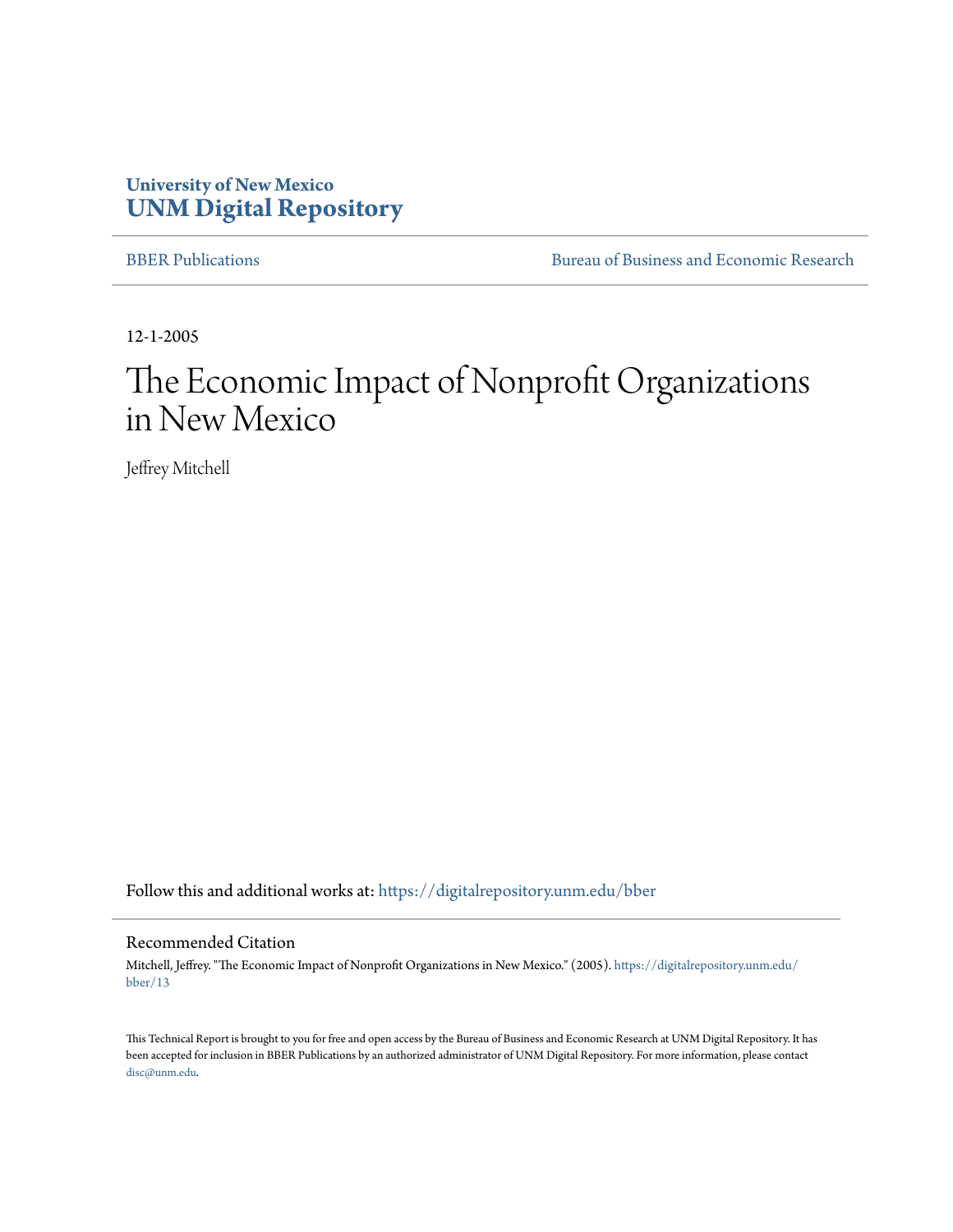**University of New Mexico**
**UNM Digital Repository**

BBER Publications | Bureau of Business and Economic Research

12-1-2005

# The Economic Impact of Nonprofit Organizations in New Mexico

Jeffrey Mitchell

Follow this and additional works at: https://digitalrepository.unm.edu/bber

## Recommended Citation

Mitchell, Jeffrey. "The Economic Impact of Nonprofit Organizations in New Mexico." (2005). https://digitalrepository.unm.edu/bber/13

This Technical Report is brought to you for free and open access by the Bureau of Business and Economic Research at UNM Digital Repository. It has been accepted for inclusion in BBER Publications by an authorized administrator of UNM Digital Repository. For more information, please contact disc@unm.edu.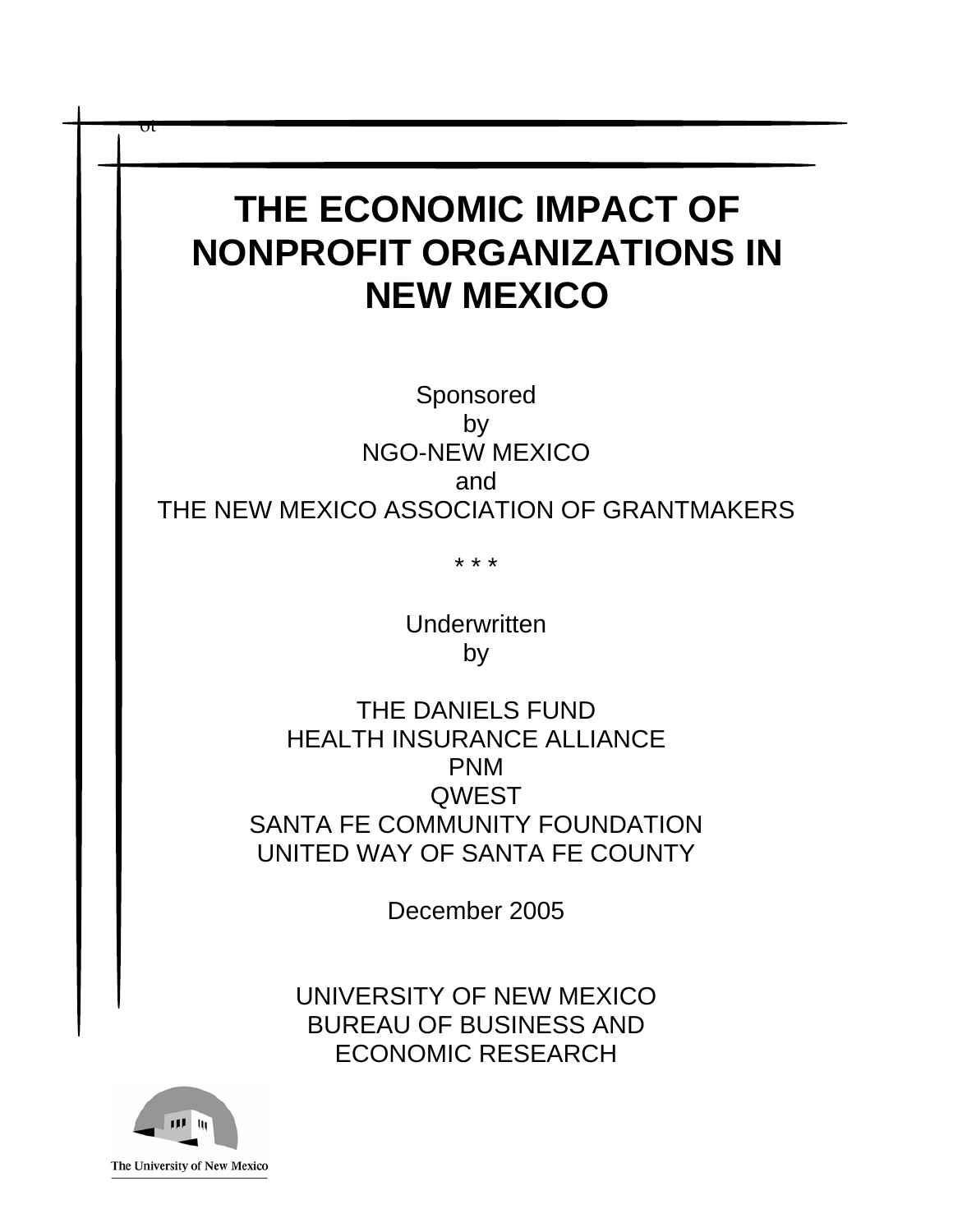# THE ECONOMIC IMPACT OF NONPROFIT ORGANIZATIONS IN NEW MEXICO

Sponsored
by
NGO-NEW MEXICO
and
THE NEW MEXICO ASSOCIATION OF GRANTMAKERS

* * *

Underwritten
by

THE DANIELS FUND
HEALTH INSURANCE ALLIANCE
PNM
QWEST
SANTA FE COMMUNITY FOUNDATION
UNITED WAY OF SANTA FE COUNTY

December 2005

UNIVERSITY OF NEW MEXICO
BUREAU OF BUSINESS AND
ECONOMIC RESEARCH

The University of New Mexico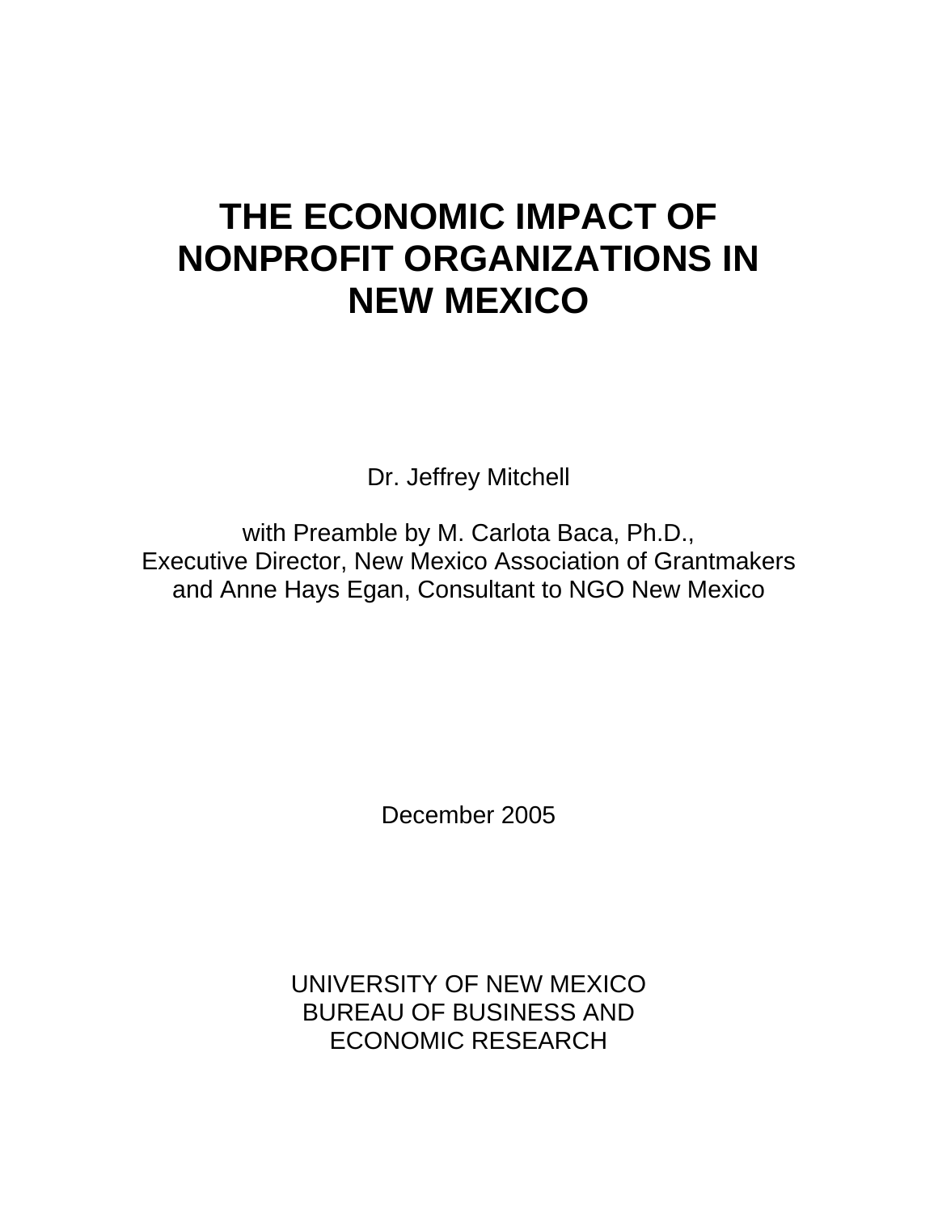# THE ECONOMIC IMPACT OF NONPROFIT ORGANIZATIONS IN NEW MEXICO

Dr. Jeffrey Mitchell

with Preamble by M. Carlota Baca, Ph.D.,
Executive Director, New Mexico Association of Grantmakers
and Anne Hays Egan, Consultant to NGO New Mexico

December 2005

UNIVERSITY OF NEW MEXICO
BUREAU OF BUSINESS AND
ECONOMIC RESEARCH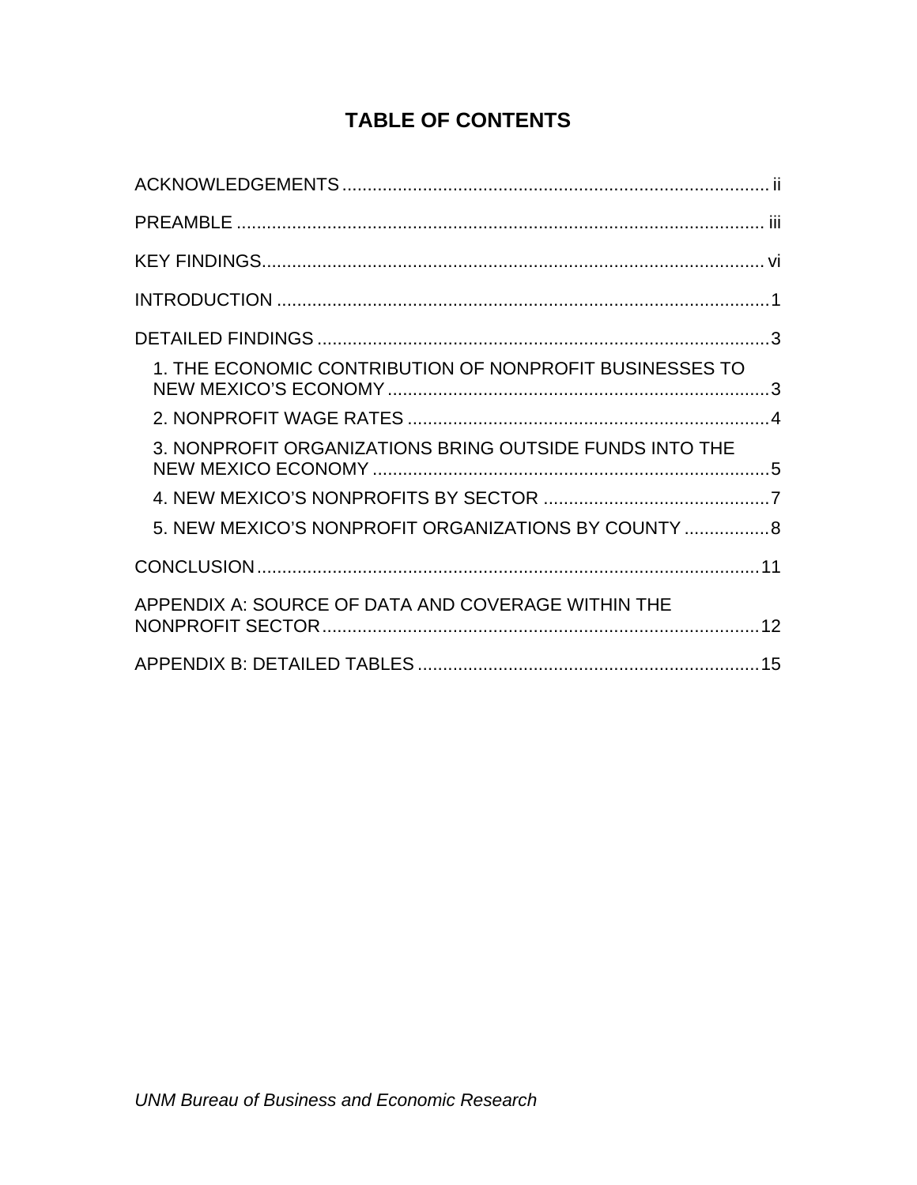# TABLE OF CONTENTS

ACKNOWLEDGEMENTS ..... ii

PREAMBLE ..... iii

KEY FINDINGS ..... vi

INTRODUCTION ..... 1

DETAILED FINDINGS ..... 3

- 1. THE ECONOMIC CONTRIBUTION OF NONPROFIT BUSINESSES TO NEW MEXICO'S ECONOMY ..... 3
- 2. NONPROFIT WAGE RATES ..... 4
- 3. NONPROFIT ORGANIZATIONS BRING OUTSIDE FUNDS INTO THE NEW MEXICO ECONOMY ..... 5
- 4. NEW MEXICO'S NONPROFITS BY SECTOR ..... 7
- 5. NEW MEXICO'S NONPROFIT ORGANIZATIONS BY COUNTY ..... 8

CONCLUSION ..... 11

APPENDIX A: SOURCE OF DATA AND COVERAGE WITHIN THE NONPROFIT SECTOR ..... 12

APPENDIX B: DETAILED TABLES ..... 15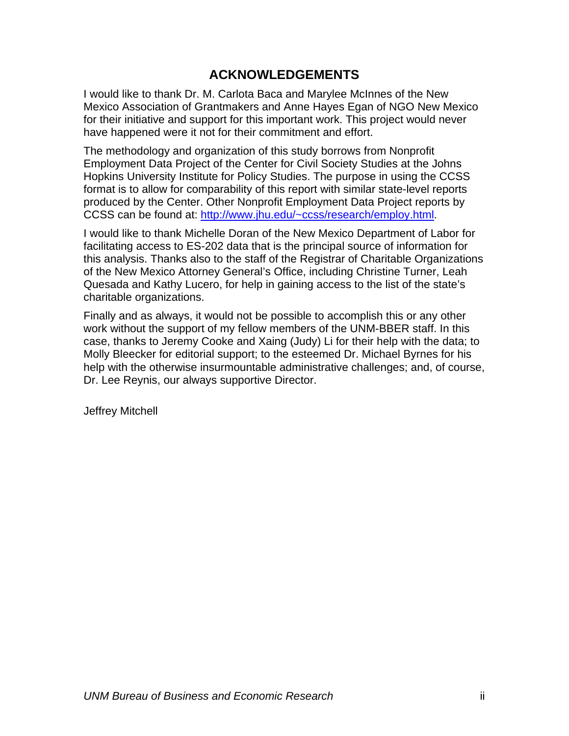# ACKNOWLEDGEMENTS

I would like to thank Dr. M. Carlota Baca and Marylee McInnes of the New Mexico Association of Grantmakers and Anne Hayes Egan of NGO New Mexico for their initiative and support for this important work. This project would never have happened were it not for their commitment and effort.

The methodology and organization of this study borrows from Nonprofit Employment Data Project of the Center for Civil Society Studies at the Johns Hopkins University Institute for Policy Studies. The purpose in using the CCSS format is to allow for comparability of this report with similar state-level reports produced by the Center. Other Nonprofit Employment Data Project reports by CCSS can be found at: [http://www.jhu.edu/~ccss/research/employ.html](http://www.jhu.edu/~ccss/research/employ.html).

I would like to thank Michelle Doran of the New Mexico Department of Labor for facilitating access to ES-202 data that is the principal source of information for this analysis. Thanks also to the staff of the Registrar of Charitable Organizations of the New Mexico Attorney General's Office, including Christine Turner, Leah Quesada and Kathy Lucero, for help in gaining access to the list of the state's charitable organizations.

Finally and as always, it would not be possible to accomplish this or any other work without the support of my fellow members of the UNM-BBER staff. In this case, thanks to Jeremy Cooke and Xaing (Judy) Li for their help with the data; to Molly Bleecker for editorial support; to the esteemed Dr. Michael Byrnes for his help with the otherwise insurmountable administrative challenges; and, of course, Dr. Lee Reynis, our always supportive Director.

Jeffrey Mitchell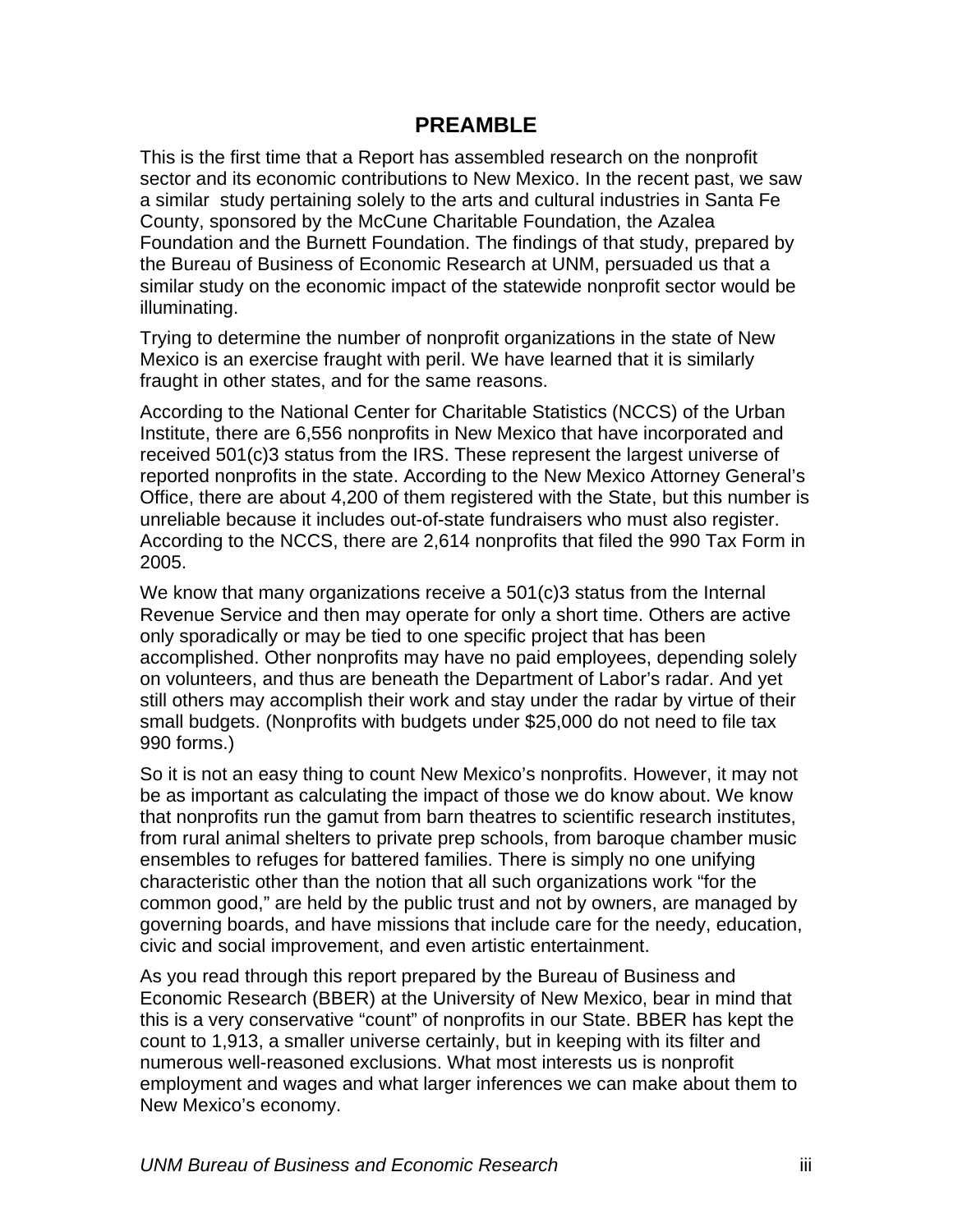# PREAMBLE

This is the first time that a Report has assembled research on the nonprofit sector and its economic contributions to New Mexico. In the recent past, we saw a similar study pertaining solely to the arts and cultural industries in Santa Fe County, sponsored by the McCune Charitable Foundation, the Azalea Foundation and the Burnett Foundation. The findings of that study, prepared by the Bureau of Business of Economic Research at UNM, persuaded us that a similar study on the economic impact of the statewide nonprofit sector would be illuminating.

Trying to determine the number of nonprofit organizations in the state of New Mexico is an exercise fraught with peril. We have learned that it is similarly fraught in other states, and for the same reasons.

According to the National Center for Charitable Statistics (NCCS) of the Urban Institute, there are 6,556 nonprofits in New Mexico that have incorporated and received 501(c)3 status from the IRS. These represent the largest universe of reported nonprofits in the state. According to the New Mexico Attorney General's Office, there are about 4,200 of them registered with the State, but this number is unreliable because it includes out-of-state fundraisers who must also register. According to the NCCS, there are 2,614 nonprofits that filed the 990 Tax Form in 2005.

We know that many organizations receive a 501(c)3 status from the Internal Revenue Service and then may operate for only a short time. Others are active only sporadically or may be tied to one specific project that has been accomplished. Other nonprofits may have no paid employees, depending solely on volunteers, and thus are beneath the Department of Labor's radar. And yet still others may accomplish their work and stay under the radar by virtue of their small budgets. (Nonprofits with budgets under $25,000 do not need to file tax 990 forms.)

So it is not an easy thing to count New Mexico's nonprofits. However, it may not be as important as calculating the impact of those we do know about. We know that nonprofits run the gamut from barn theatres to scientific research institutes, from rural animal shelters to private prep schools, from baroque chamber music ensembles to refuges for battered families. There is simply no one unifying characteristic other than the notion that all such organizations work "for the common good," are held by the public trust and not by owners, are managed by governing boards, and have missions that include care for the needy, education, civic and social improvement, and even artistic entertainment.

As you read through this report prepared by the Bureau of Business and Economic Research (BBER) at the University of New Mexico, bear in mind that this is a very conservative "count" of nonprofits in our State. BBER has kept the count to 1,913, a smaller universe certainly, but in keeping with its filter and numerous well-reasoned exclusions. What most interests us is nonprofit employment and wages and what larger inferences we can make about them to New Mexico's economy.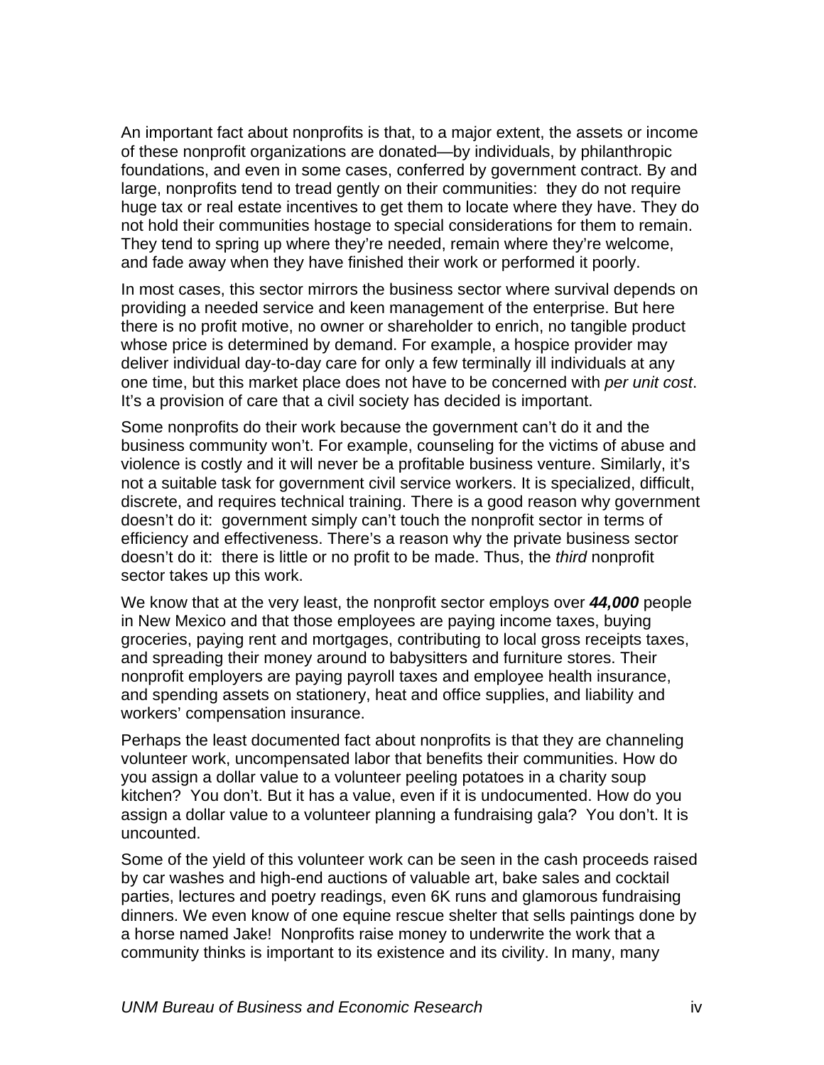An important fact about nonprofits is that, to a major extent, the assets or income of these nonprofit organizations are donated—by individuals, by philanthropic foundations, and even in some cases, conferred by government contract. By and large, nonprofits tend to tread gently on their communities: they do not require huge tax or real estate incentives to get them to locate where they have. They do not hold their communities hostage to special considerations for them to remain. They tend to spring up where they're needed, remain where they're welcome, and fade away when they have finished their work or performed it poorly.

In most cases, this sector mirrors the business sector where survival depends on providing a needed service and keen management of the enterprise. But here there is no profit motive, no owner or shareholder to enrich, no tangible product whose price is determined by demand. For example, a hospice provider may deliver individual day-to-day care for only a few terminally ill individuals at any one time, but this market place does not have to be concerned with *per unit cost*. It's a provision of care that a civil society has decided is important.

Some nonprofits do their work because the government can't do it and the business community won't. For example, counseling for the victims of abuse and violence is costly and it will never be a profitable business venture. Similarly, it's not a suitable task for government civil service workers. It is specialized, difficult, discrete, and requires technical training. There is a good reason why government doesn't do it: government simply can't touch the nonprofit sector in terms of efficiency and effectiveness. There's a reason why the private business sector doesn't do it: there is little or no profit to be made. Thus, the *third* nonprofit sector takes up this work.

We know that at the very least, the nonprofit sector employs over ***44,000*** people in New Mexico and that those employees are paying income taxes, buying groceries, paying rent and mortgages, contributing to local gross receipts taxes, and spreading their money around to babysitters and furniture stores. Their nonprofit employers are paying payroll taxes and employee health insurance, and spending assets on stationery, heat and office supplies, and liability and workers' compensation insurance.

Perhaps the least documented fact about nonprofits is that they are channeling volunteer work, uncompensated labor that benefits their communities. How do you assign a dollar value to a volunteer peeling potatoes in a charity soup kitchen? You don't. But it has a value, even if it is undocumented. How do you assign a dollar value to a volunteer planning a fundraising gala? You don't. It is uncounted.

Some of the yield of this volunteer work can be seen in the cash proceeds raised by car washes and high-end auctions of valuable art, bake sales and cocktail parties, lectures and poetry readings, even 6K runs and glamorous fundraising dinners. We even know of one equine rescue shelter that sells paintings done by a horse named Jake! Nonprofits raise money to underwrite the work that a community thinks is important to its existence and its civility. In many, many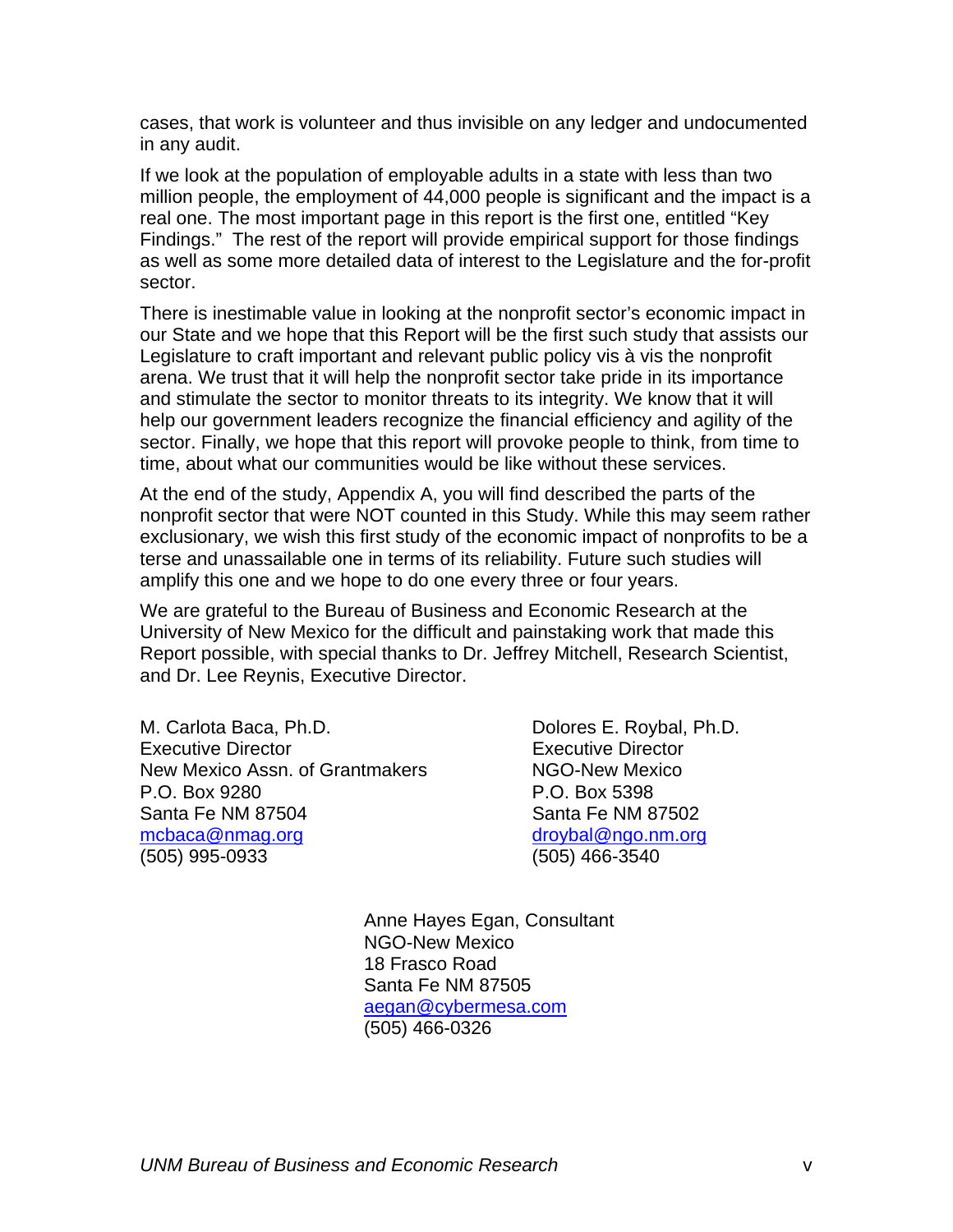cases, that work is volunteer and thus invisible on any ledger and undocumented in any audit.

If we look at the population of employable adults in a state with less than two million people, the employment of 44,000 people is significant and the impact is a real one. The most important page in this report is the first one, entitled "Key Findings." The rest of the report will provide empirical support for those findings as well as some more detailed data of interest to the Legislature and the for-profit sector.

There is inestimable value in looking at the nonprofit sector's economic impact in our State and we hope that this Report will be the first such study that assists our Legislature to craft important and relevant public policy vis à vis the nonprofit arena. We trust that it will help the nonprofit sector take pride in its importance and stimulate the sector to monitor threats to its integrity. We know that it will help our government leaders recognize the financial efficiency and agility of the sector. Finally, we hope that this report will provoke people to think, from time to time, about what our communities would be like without these services.

At the end of the study, Appendix A, you will find described the parts of the nonprofit sector that were NOT counted in this Study. While this may seem rather exclusionary, we wish this first study of the economic impact of nonprofits to be a terse and unassailable one in terms of its reliability. Future such studies will amplify this one and we hope to do one every three or four years.

We are grateful to the Bureau of Business and Economic Research at the University of New Mexico for the difficult and painstaking work that made this Report possible, with special thanks to Dr. Jeffrey Mitchell, Research Scientist, and Dr. Lee Reynis, Executive Director.

M. Carlota Baca, Ph.D.
Executive Director
New Mexico Assn. of Grantmakers
P.O. Box 9280
Santa Fe NM 87504
mcbaca@nmag.org
(505) 995-0933

Dolores E. Roybal, Ph.D.
Executive Director
NGO-New Mexico
P.O. Box 5398
Santa Fe NM 87502
droybal@ngo.nm.org
(505) 466-3540

Anne Hayes Egan, Consultant
NGO-New Mexico
18 Frasco Road
Santa Fe NM 87505
aegan@cybermesa.com
(505) 466-0326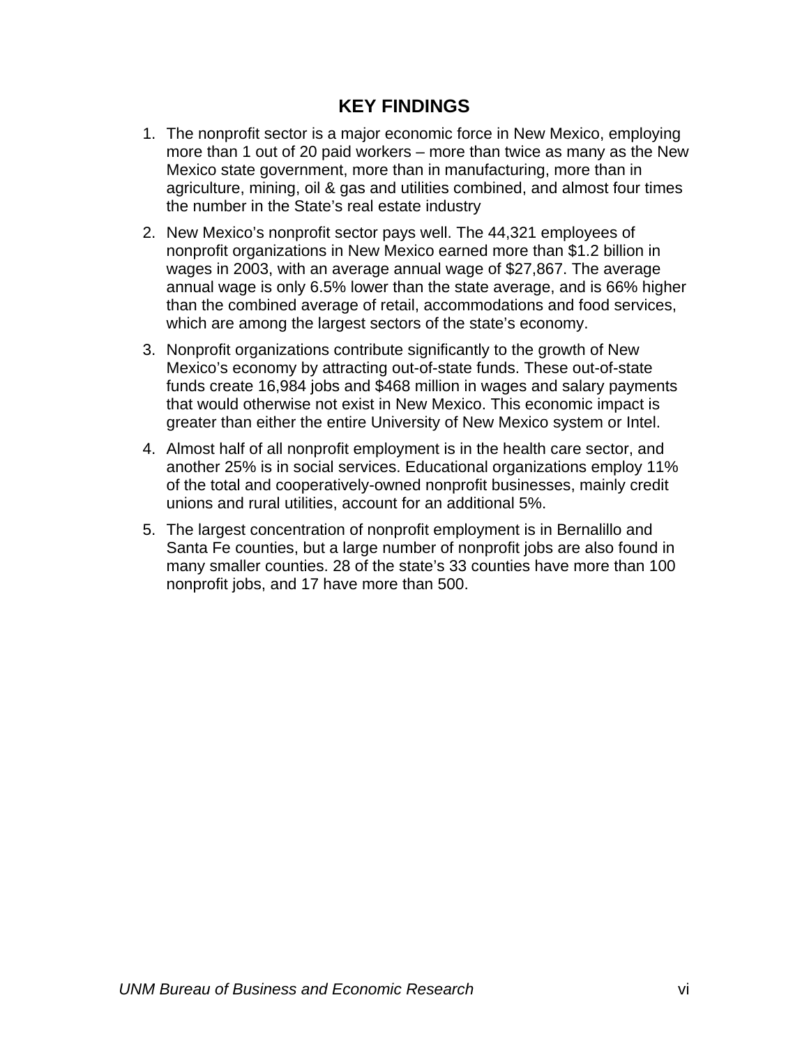# KEY FINDINGS

1. The nonprofit sector is a major economic force in New Mexico, employing more than 1 out of 20 paid workers – more than twice as many as the New Mexico state government, more than in manufacturing, more than in agriculture, mining, oil & gas and utilities combined, and almost four times the number in the State's real estate industry
2. New Mexico's nonprofit sector pays well. The 44,321 employees of nonprofit organizations in New Mexico earned more than $1.2 billion in wages in 2003, with an average annual wage of $27,867. The average annual wage is only 6.5% lower than the state average, and is 66% higher than the combined average of retail, accommodations and food services, which are among the largest sectors of the state's economy.
3. Nonprofit organizations contribute significantly to the growth of New Mexico's economy by attracting out-of-state funds. These out-of-state funds create 16,984 jobs and $468 million in wages and salary payments that would otherwise not exist in New Mexico. This economic impact is greater than either the entire University of New Mexico system or Intel.
4. Almost half of all nonprofit employment is in the health care sector, and another 25% is in social services. Educational organizations employ 11% of the total and cooperatively-owned nonprofit businesses, mainly credit unions and rural utilities, account for an additional 5%.
5. The largest concentration of nonprofit employment is in Bernalillo and Santa Fe counties, but a large number of nonprofit jobs are also found in many smaller counties. 28 of the state's 33 counties have more than 100 nonprofit jobs, and 17 have more than 500.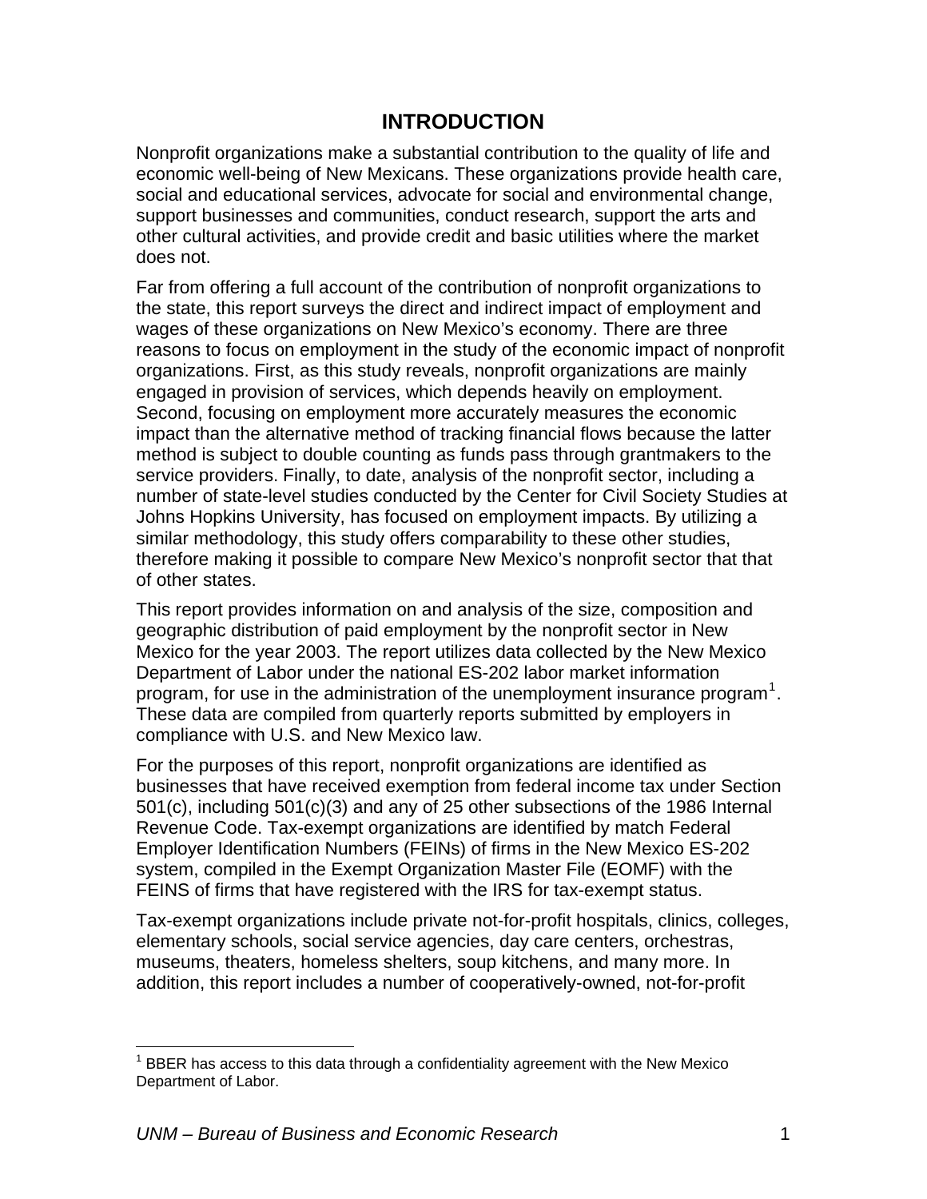# INTRODUCTION

Nonprofit organizations make a substantial contribution to the quality of life and economic well-being of New Mexicans. These organizations provide health care, social and educational services, advocate for social and environmental change, support businesses and communities, conduct research, support the arts and other cultural activities, and provide credit and basic utilities where the market does not.

Far from offering a full account of the contribution of nonprofit organizations to the state, this report surveys the direct and indirect impact of employment and wages of these organizations on New Mexico's economy. There are three reasons to focus on employment in the study of the economic impact of nonprofit organizations. First, as this study reveals, nonprofit organizations are mainly engaged in provision of services, which depends heavily on employment. Second, focusing on employment more accurately measures the economic impact than the alternative method of tracking financial flows because the latter method is subject to double counting as funds pass through grantmakers to the service providers. Finally, to date, analysis of the nonprofit sector, including a number of state-level studies conducted by the Center for Civil Society Studies at Johns Hopkins University, has focused on employment impacts. By utilizing a similar methodology, this study offers comparability to these other studies, therefore making it possible to compare New Mexico's nonprofit sector that that of other states.

This report provides information on and analysis of the size, composition and geographic distribution of paid employment by the nonprofit sector in New Mexico for the year 2003. The report utilizes data collected by the New Mexico Department of Labor under the national ES-202 labor market information program, for use in the administration of the unemployment insurance program[1]. These data are compiled from quarterly reports submitted by employers in compliance with U.S. and New Mexico law.

For the purposes of this report, nonprofit organizations are identified as businesses that have received exemption from federal income tax under Section 501(c), including 501(c)(3) and any of 25 other subsections of the 1986 Internal Revenue Code. Tax-exempt organizations are identified by match Federal Employer Identification Numbers (FEINs) of firms in the New Mexico ES-202 system, compiled in the Exempt Organization Master File (EOMF) with the FEINS of firms that have registered with the IRS for tax-exempt status.

Tax-exempt organizations include private not-for-profit hospitals, clinics, colleges, elementary schools, social service agencies, day care centers, orchestras, museums, theaters, homeless shelters, soup kitchens, and many more. In addition, this report includes a number of cooperatively-owned, not-for-profit

---

[1] BBER has access to this data through a confidentiality agreement with the New Mexico Department of Labor.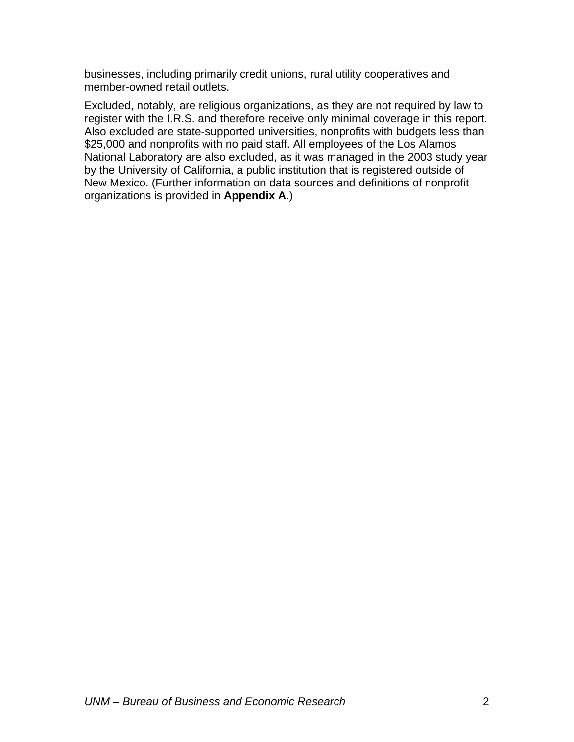businesses, including primarily credit unions, rural utility cooperatives and member-owned retail outlets.

Excluded, notably, are religious organizations, as they are not required by law to register with the I.R.S. and therefore receive only minimal coverage in this report. Also excluded are state-supported universities, nonprofits with budgets less than $25,000 and nonprofits with no paid staff. All employees of the Los Alamos National Laboratory are also excluded, as it was managed in the 2003 study year by the University of California, a public institution that is registered outside of New Mexico. (Further information on data sources and definitions of nonprofit organizations is provided in **Appendix A**.)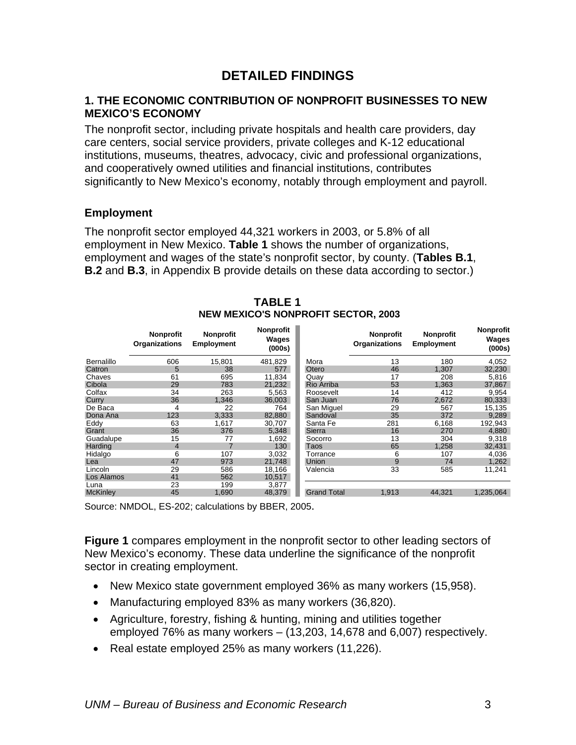# DETAILED FINDINGS

## 1. THE ECONOMIC CONTRIBUTION OF NONPROFIT BUSINESSES TO NEW MEXICO'S ECONOMY

The nonprofit sector, including private hospitals and health care providers, day care centers, social service providers, private colleges and K-12 educational institutions, museums, theatres, advocacy, civic and professional organizations, and cooperatively owned utilities and financial institutions, contributes significantly to New Mexico's economy, notably through employment and payroll.

### Employment

The nonprofit sector employed 44,321 workers in 2003, or 5.8% of all employment in New Mexico. **Table 1** shows the number of organizations, employment and wages of the state's nonprofit sector, by county. (**Tables B.1**, **B.2** and **B.3**, in Appendix B provide details on these data according to sector.)

**TABLE 1**
**NEW MEXICO'S NONPROFIT SECTOR, 2003**

| | Nonprofit Organizations | Nonprofit Employment | Nonprofit Wages (000s) | | Nonprofit Organizations | Nonprofit Employment | Nonprofit Wages (000s) |
|---|---|---|---|---|---|---|---|
| Bernalillo | 606 | 15,801 | 481,829 | Mora | 13 | 180 | 4,052 |
| Catron | 5 | 38 | 577 | Otero | 46 | 1,307 | 32,230 |
| Chaves | 61 | 695 | 11,834 | Quay | 17 | 208 | 5,816 |
| Cibola | 29 | 783 | 21,232 | Rio Arriba | 53 | 1,363 | 37,867 |
| Colfax | 34 | 263 | 5,563 | Roosevelt | 14 | 412 | 9,954 |
| Curry | 36 | 1,346 | 36,003 | San Juan | 76 | 2,672 | 80,333 |
| De Baca | 4 | 22 | 764 | San Miguel | 29 | 567 | 15,135 |
| Dona Ana | 123 | 3,333 | 82,880 | Sandoval | 35 | 372 | 9,289 |
| Eddy | 63 | 1,617 | 30,707 | Santa Fe | 281 | 6,168 | 192,943 |
| Grant | 36 | 376 | 5,348 | Sierra | 16 | 270 | 4,880 |
| Guadalupe | 15 | 77 | 1,692 | Socorro | 13 | 304 | 9,318 |
| Harding | 4 | 7 | 130 | Taos | 65 | 1,258 | 32,431 |
| Hidalgo | 6 | 107 | 3,032 | Torrance | 6 | 107 | 4,036 |
| Lea | 47 | 973 | 21,748 | Union | 9 | 74 | 1,262 |
| Lincoln | 29 | 586 | 18,166 | Valencia | 33 | 585 | 11,241 |
| Los Alamos | 41 | 562 | 10,517 | | | | |
| Luna | 23 | 199 | 3,877 | | | | |
| McKinley | 45 | 1,690 | 48,379 | Grand Total | 1,913 | 44,321 | 1,235,064 |

Source: NMDOL, ES-202; calculations by BBER, 2005.

**Figure 1** compares employment in the nonprofit sector to other leading sectors of New Mexico's economy. These data underline the significance of the nonprofit sector in creating employment.

- New Mexico state government employed 36% as many workers (15,958).
- Manufacturing employed 83% as many workers (36,820).
- Agriculture, forestry, fishing & hunting, mining and utilities together employed 76% as many workers – (13,203, 14,678 and 6,007) respectively.
- Real estate employed 25% as many workers (11,226).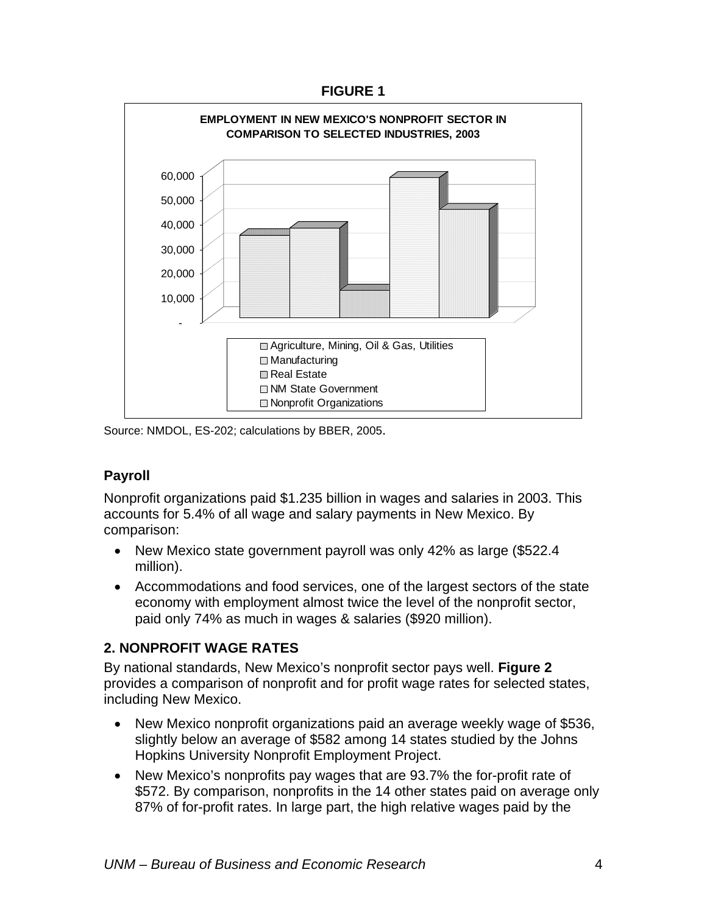**FIGURE 1**

**EMPLOYMENT IN NEW MEXICO'S NONPROFIT SECTOR IN COMPARISON TO SELECTED INDUSTRIES, 2003**

- Agriculture, Mining, Oil & Gas, Utilities
- Manufacturing
- Real Estate
- NM State Government
- Nonprofit Organizations

Source: NMDOL, ES-202; calculations by BBER, 2005.

### Payroll

Nonprofit organizations paid $1.235 billion in wages and salaries in 2003. This accounts for 5.4% of all wage and salary payments in New Mexico. By comparison:

- New Mexico state government payroll was only 42% as large ($522.4 million).
- Accommodations and food services, one of the largest sectors of the state economy with employment almost twice the level of the nonprofit sector, paid only 74% as much in wages & salaries ($920 million).

## 2. NONPROFIT WAGE RATES

By national standards, New Mexico's nonprofit sector pays well. **Figure 2** provides a comparison of nonprofit and for profit wage rates for selected states, including New Mexico.

- New Mexico nonprofit organizations paid an average weekly wage of $536, slightly below an average of $582 among 14 states studied by the Johns Hopkins University Nonprofit Employment Project.
- New Mexico's nonprofits pay wages that are 93.7% the for-profit rate of $572. By comparison, nonprofits in the 14 other states paid on average only 87% of for-profit rates. In large part, the high relative wages paid by the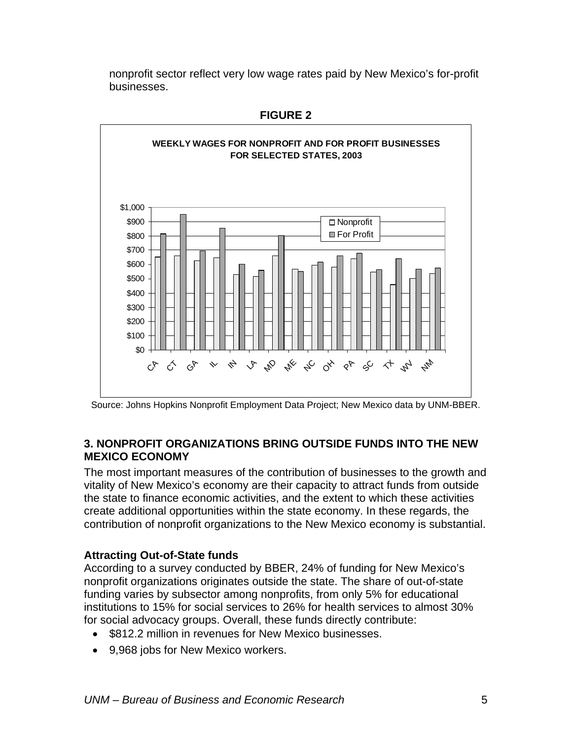nonprofit sector reflect very low wage rates paid by New Mexico's for-profit businesses.

**FIGURE 2**

**WEEKLY WAGES FOR NONPROFIT AND FOR PROFIT BUSINESSES FOR SELECTED STATES, 2003**

Source: Johns Hopkins Nonprofit Employment Data Project; New Mexico data by UNM-BBER.

### 3. NONPROFIT ORGANIZATIONS BRING OUTSIDE FUNDS INTO THE NEW MEXICO ECONOMY

The most important measures of the contribution of businesses to the growth and vitality of New Mexico's economy are their capacity to attract funds from outside the state to finance economic activities, and the extent to which these activities create additional opportunities within the state economy. In these regards, the contribution of nonprofit organizations to the New Mexico economy is substantial.

#### Attracting Out-of-State funds

According to a survey conducted by BBER, 24% of funding for New Mexico's nonprofit organizations originates outside the state. The share of out-of-state funding varies by subsector among nonprofits, from only 5% for educational institutions to 15% for social services to 26% for health services to almost 30% for social advocacy groups. Overall, these funds directly contribute:

- $812.2 million in revenues for New Mexico businesses.
- 9,968 jobs for New Mexico workers.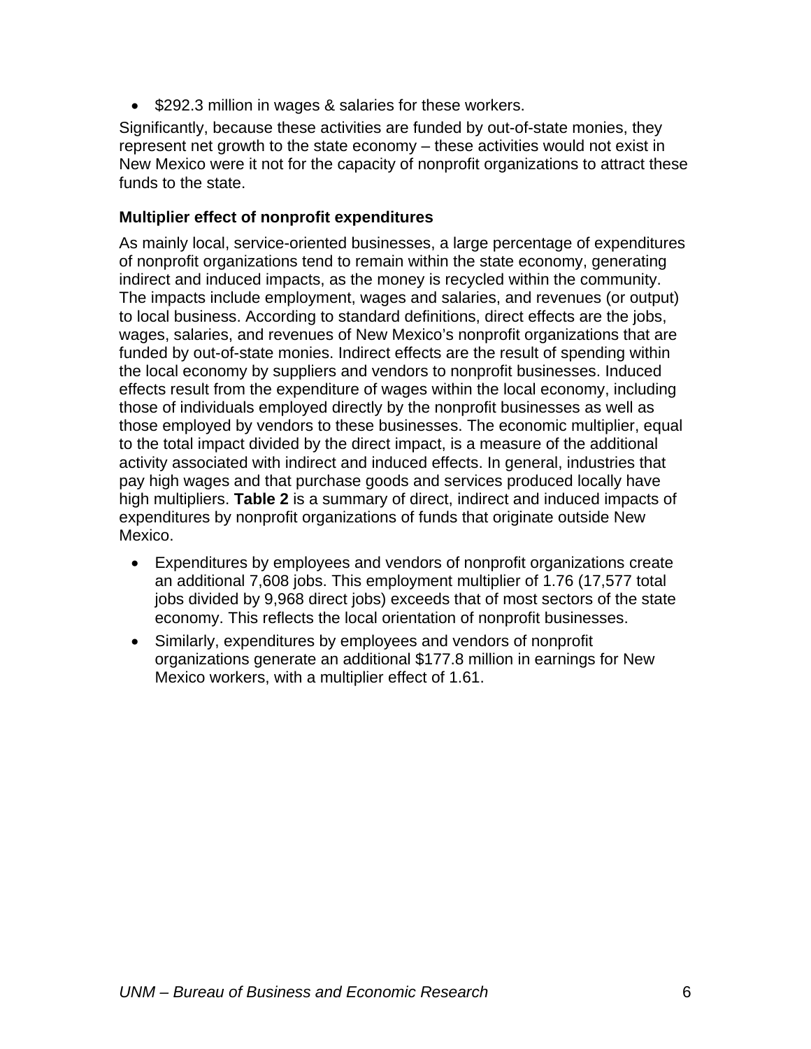- $292.3 million in wages & salaries for these workers.

Significantly, because these activities are funded by out-of-state monies, they represent net growth to the state economy – these activities would not exist in New Mexico were it not for the capacity of nonprofit organizations to attract these funds to the state.

### Multiplier effect of nonprofit expenditures

As mainly local, service-oriented businesses, a large percentage of expenditures of nonprofit organizations tend to remain within the state economy, generating indirect and induced impacts, as the money is recycled within the community. The impacts include employment, wages and salaries, and revenues (or output) to local business. According to standard definitions, direct effects are the jobs, wages, salaries, and revenues of New Mexico's nonprofit organizations that are funded by out-of-state monies. Indirect effects are the result of spending within the local economy by suppliers and vendors to nonprofit businesses. Induced effects result from the expenditure of wages within the local economy, including those of individuals employed directly by the nonprofit businesses as well as those employed by vendors to these businesses. The economic multiplier, equal to the total impact divided by the direct impact, is a measure of the additional activity associated with indirect and induced effects. In general, industries that pay high wages and that purchase goods and services produced locally have high multipliers. **Table 2** is a summary of direct, indirect and induced impacts of expenditures by nonprofit organizations of funds that originate outside New Mexico.

- Expenditures by employees and vendors of nonprofit organizations create an additional 7,608 jobs. This employment multiplier of 1.76 (17,577 total jobs divided by 9,968 direct jobs) exceeds that of most sectors of the state economy. This reflects the local orientation of nonprofit businesses.
- Similarly, expenditures by employees and vendors of nonprofit organizations generate an additional $177.8 million in earnings for New Mexico workers, with a multiplier effect of 1.61.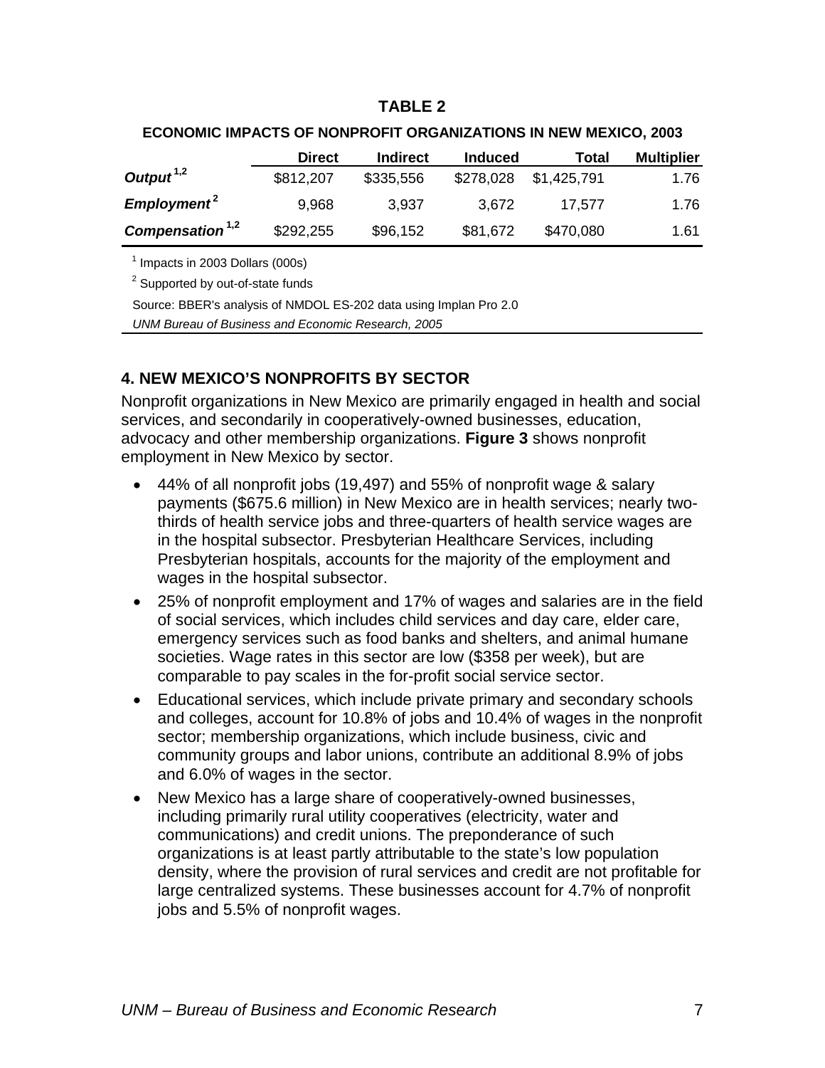**TABLE 2**

**ECONOMIC IMPACTS OF NONPROFIT ORGANIZATIONS IN NEW MEXICO, 2003**

| | Direct | Indirect | Induced | Total | Multiplier |
|---|---|---|---|---|---|
| ***Output*** [1,2] | \$812,207 | \$335,556 | \$278,028 | \$1,425,791 | 1.76 |
| ***Employment*** [2] | 9,968 | 3,937 | 3,672 | 17,577 | 1.76 |
| ***Compensation*** [1,2] | \$292,255 | \$96,152 | \$81,672 | \$470,080 | 1.61 |

[1] Impacts in 2003 Dollars (000s)

[2] Supported by out-of-state funds

Source: BBER's analysis of NMDOL ES-202 data using Implan Pro 2.0

*UNM Bureau of Business and Economic Research, 2005*

## 4. NEW MEXICO'S NONPROFITS BY SECTOR

Nonprofit organizations in New Mexico are primarily engaged in health and social services, and secondarily in cooperatively-owned businesses, education, advocacy and other membership organizations. **Figure 3** shows nonprofit employment in New Mexico by sector.

- 44% of all nonprofit jobs (19,497) and 55% of nonprofit wage & salary payments (\$675.6 million) in New Mexico are in health services; nearly two-thirds of health service jobs and three-quarters of health service wages are in the hospital subsector. Presbyterian Healthcare Services, including Presbyterian hospitals, accounts for the majority of the employment and wages in the hospital subsector.
- 25% of nonprofit employment and 17% of wages and salaries are in the field of social services, which includes child services and day care, elder care, emergency services such as food banks and shelters, and animal humane societies. Wage rates in this sector are low (\$358 per week), but are comparable to pay scales in the for-profit social service sector.
- Educational services, which include private primary and secondary schools and colleges, account for 10.8% of jobs and 10.4% of wages in the nonprofit sector; membership organizations, which include business, civic and community groups and labor unions, contribute an additional 8.9% of jobs and 6.0% of wages in the sector.
- New Mexico has a large share of cooperatively-owned businesses, including primarily rural utility cooperatives (electricity, water and communications) and credit unions. The preponderance of such organizations is at least partly attributable to the state's low population density, where the provision of rural services and credit are not profitable for large centralized systems. These businesses account for 4.7% of nonprofit jobs and 5.5% of nonprofit wages.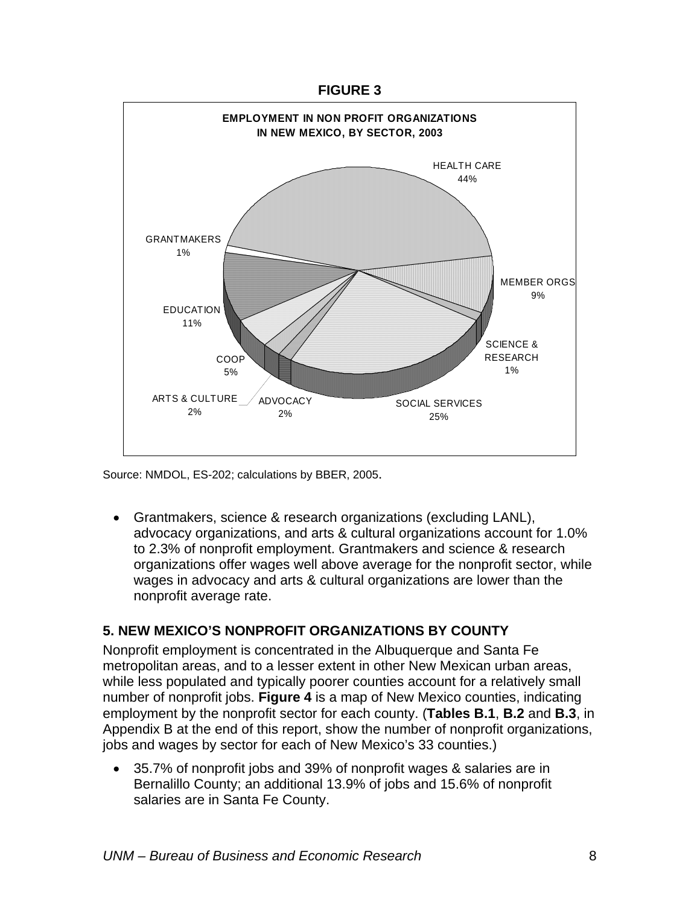**FIGURE 3**

**EMPLOYMENT IN NON PROFIT ORGANIZATIONS IN NEW MEXICO, BY SECTOR, 2003**

HEALTH CARE 44%

MEMBER ORGS 9%

SCIENCE & RESEARCH 1%

SOCIAL SERVICES 25%

ADVOCACY 2%

ARTS & CULTURE 2%

COOP 5%

EDUCATION 11%

GRANTMAKERS 1%

Source: NMDOL, ES-202; calculations by BBER, 2005.

- Grantmakers, science & research organizations (excluding LANL), advocacy organizations, and arts & cultural organizations account for 1.0% to 2.3% of nonprofit employment. Grantmakers and science & research organizations offer wages well above average for the nonprofit sector, while wages in advocacy and arts & cultural organizations are lower than the nonprofit average rate.

## 5. NEW MEXICO'S NONPROFIT ORGANIZATIONS BY COUNTY

Nonprofit employment is concentrated in the Albuquerque and Santa Fe metropolitan areas, and to a lesser extent in other New Mexican urban areas, while less populated and typically poorer counties account for a relatively small number of nonprofit jobs. **Figure 4** is a map of New Mexico counties, indicating employment by the nonprofit sector for each county. (**Tables B.1**, **B.2** and **B.3**, in Appendix B at the end of this report, show the number of nonprofit organizations, jobs and wages by sector for each of New Mexico's 33 counties.)

- 35.7% of nonprofit jobs and 39% of nonprofit wages & salaries are in Bernalillo County; an additional 13.9% of jobs and 15.6% of nonprofit salaries are in Santa Fe County.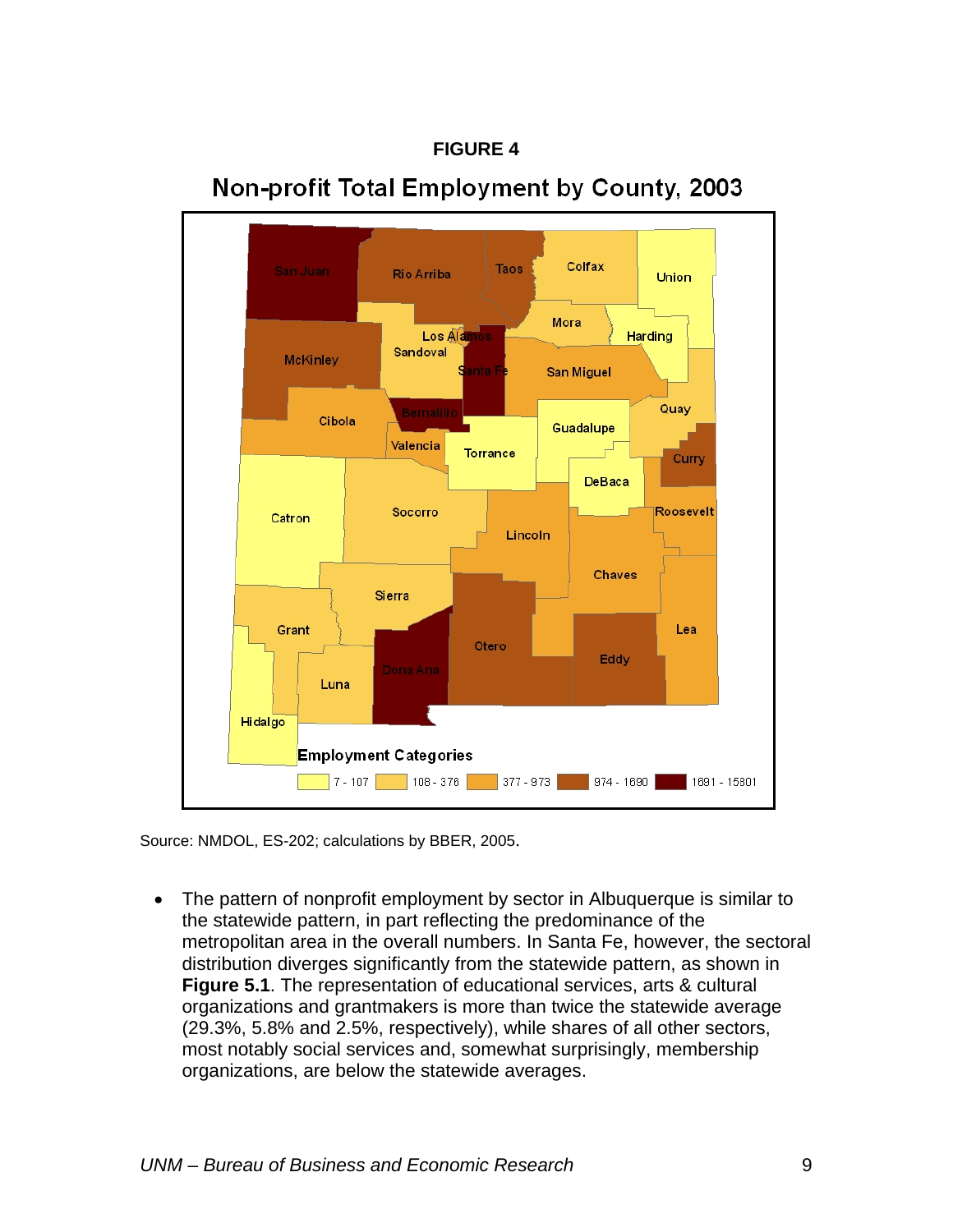**FIGURE 4**

**Non-profit Total Employment by County, 2003**

Employment Categories: 7 - 107 | 108 - 376 | 377 - 973 | 974 - 1690 | 1691 - 15801

Source: NMDOL, ES-202; calculations by BBER, 2005.

- The pattern of nonprofit employment by sector in Albuquerque is similar to the statewide pattern, in part reflecting the predominance of the metropolitan area in the overall numbers. In Santa Fe, however, the sectoral distribution diverges significantly from the statewide pattern, as shown in **Figure 5.1**. The representation of educational services, arts & cultural organizations and grantmakers is more than twice the statewide average (29.3%, 5.8% and 2.5%, respectively), while shares of all other sectors, most notably social services and, somewhat surprisingly, membership organizations, are below the statewide averages.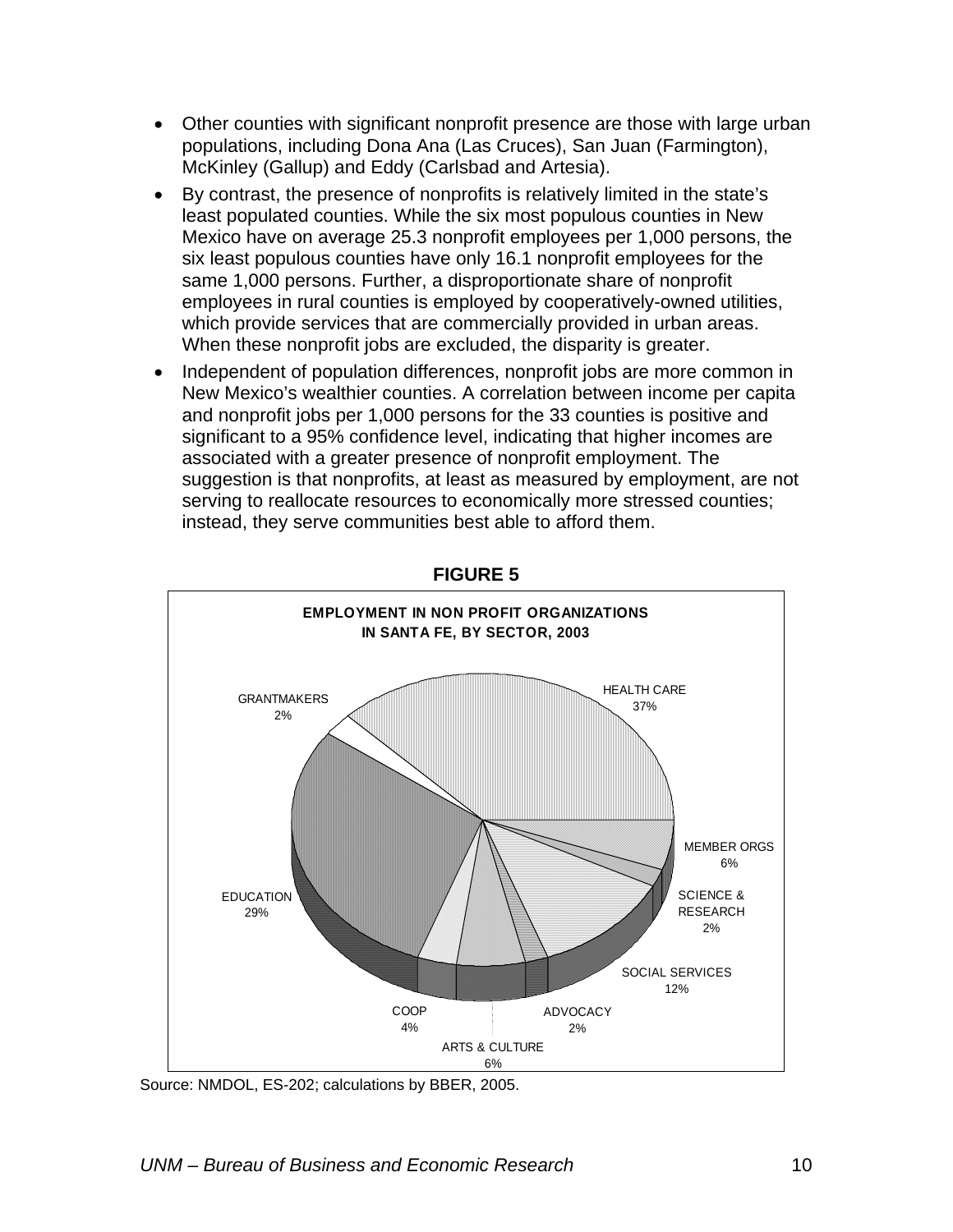- Other counties with significant nonprofit presence are those with large urban populations, including Dona Ana (Las Cruces), San Juan (Farmington), McKinley (Gallup) and Eddy (Carlsbad and Artesia).
- By contrast, the presence of nonprofits is relatively limited in the state's least populated counties. While the six most populous counties in New Mexico have on average 25.3 nonprofit employees per 1,000 persons, the six least populous counties have only 16.1 nonprofit employees for the same 1,000 persons. Further, a disproportionate share of nonprofit employees in rural counties is employed by cooperatively-owned utilities, which provide services that are commercially provided in urban areas. When these nonprofit jobs are excluded, the disparity is greater.
- Independent of population differences, nonprofit jobs are more common in New Mexico's wealthier counties. A correlation between income per capita and nonprofit jobs per 1,000 persons for the 33 counties is positive and significant to a 95% confidence level, indicating that higher incomes are associated with a greater presence of nonprofit employment. The suggestion is that nonprofits, at least as measured by employment, are not serving to reallocate resources to economically more stressed counties; instead, they serve communities best able to afford them.

**FIGURE 5**

**EMPLOYMENT IN NON PROFIT ORGANIZATIONS IN SANTA FE, BY SECTOR, 2003**

| Sector | Share |
|---|---|
| HEALTH CARE | 37% |
| MEMBER ORGS | 6% |
| SCIENCE & RESEARCH | 2% |
| SOCIAL SERVICES | 12% |
| ADVOCACY | 2% |
| ARTS & CULTURE | 6% |
| COOP | 4% |
| EDUCATION | 29% |
| GRANTMAKERS | 2% |

Source: NMDOL, ES-202; calculations by BBER, 2005.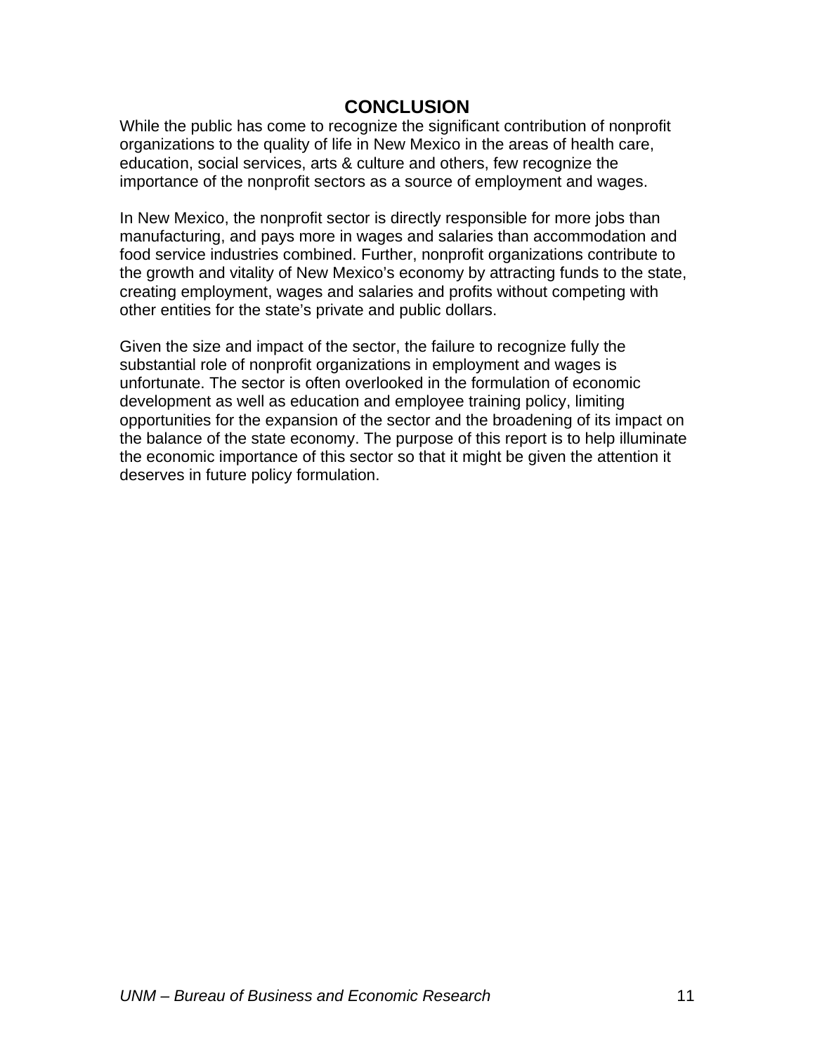# CONCLUSION

While the public has come to recognize the significant contribution of nonprofit organizations to the quality of life in New Mexico in the areas of health care, education, social services, arts & culture and others, few recognize the importance of the nonprofit sectors as a source of employment and wages.

In New Mexico, the nonprofit sector is directly responsible for more jobs than manufacturing, and pays more in wages and salaries than accommodation and food service industries combined. Further, nonprofit organizations contribute to the growth and vitality of New Mexico's economy by attracting funds to the state, creating employment, wages and salaries and profits without competing with other entities for the state's private and public dollars.

Given the size and impact of the sector, the failure to recognize fully the substantial role of nonprofit organizations in employment and wages is unfortunate. The sector is often overlooked in the formulation of economic development as well as education and employee training policy, limiting opportunities for the expansion of the sector and the broadening of its impact on the balance of the state economy. The purpose of this report is to help illuminate the economic importance of this sector so that it might be given the attention it deserves in future policy formulation.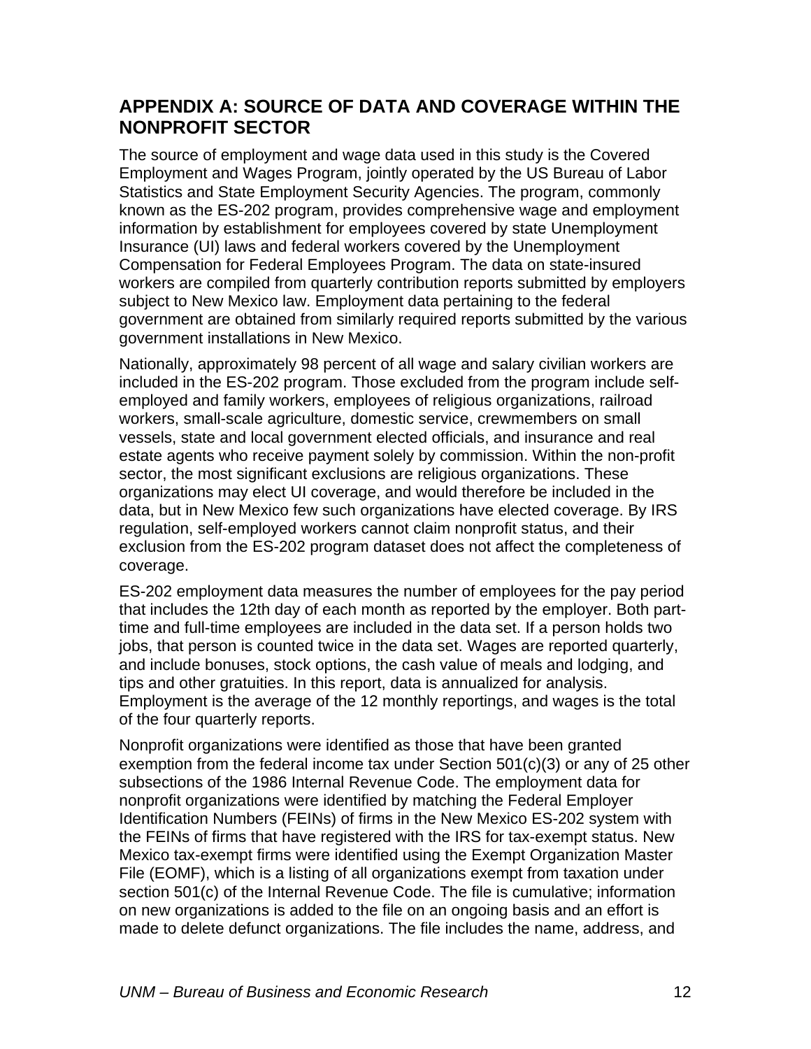## APPENDIX A: SOURCE OF DATA AND COVERAGE WITHIN THE NONPROFIT SECTOR

The source of employment and wage data used in this study is the Covered Employment and Wages Program, jointly operated by the US Bureau of Labor Statistics and State Employment Security Agencies. The program, commonly known as the ES-202 program, provides comprehensive wage and employment information by establishment for employees covered by state Unemployment Insurance (UI) laws and federal workers covered by the Unemployment Compensation for Federal Employees Program. The data on state-insured workers are compiled from quarterly contribution reports submitted by employers subject to New Mexico law. Employment data pertaining to the federal government are obtained from similarly required reports submitted by the various government installations in New Mexico.

Nationally, approximately 98 percent of all wage and salary civilian workers are included in the ES-202 program. Those excluded from the program include self-employed and family workers, employees of religious organizations, railroad workers, small-scale agriculture, domestic service, crewmembers on small vessels, state and local government elected officials, and insurance and real estate agents who receive payment solely by commission. Within the non-profit sector, the most significant exclusions are religious organizations. These organizations may elect UI coverage, and would therefore be included in the data, but in New Mexico few such organizations have elected coverage. By IRS regulation, self-employed workers cannot claim nonprofit status, and their exclusion from the ES-202 program dataset does not affect the completeness of coverage.

ES-202 employment data measures the number of employees for the pay period that includes the 12th day of each month as reported by the employer. Both part-time and full-time employees are included in the data set. If a person holds two jobs, that person is counted twice in the data set. Wages are reported quarterly, and include bonuses, stock options, the cash value of meals and lodging, and tips and other gratuities. In this report, data is annualized for analysis. Employment is the average of the 12 monthly reportings, and wages is the total of the four quarterly reports.

Nonprofit organizations were identified as those that have been granted exemption from the federal income tax under Section 501(c)(3) or any of 25 other subsections of the 1986 Internal Revenue Code. The employment data for nonprofit organizations were identified by matching the Federal Employer Identification Numbers (FEINs) of firms in the New Mexico ES-202 system with the FEINs of firms that have registered with the IRS for tax-exempt status. New Mexico tax-exempt firms were identified using the Exempt Organization Master File (EOMF), which is a listing of all organizations exempt from taxation under section 501(c) of the Internal Revenue Code. The file is cumulative; information on new organizations is added to the file on an ongoing basis and an effort is made to delete defunct organizations. The file includes the name, address, and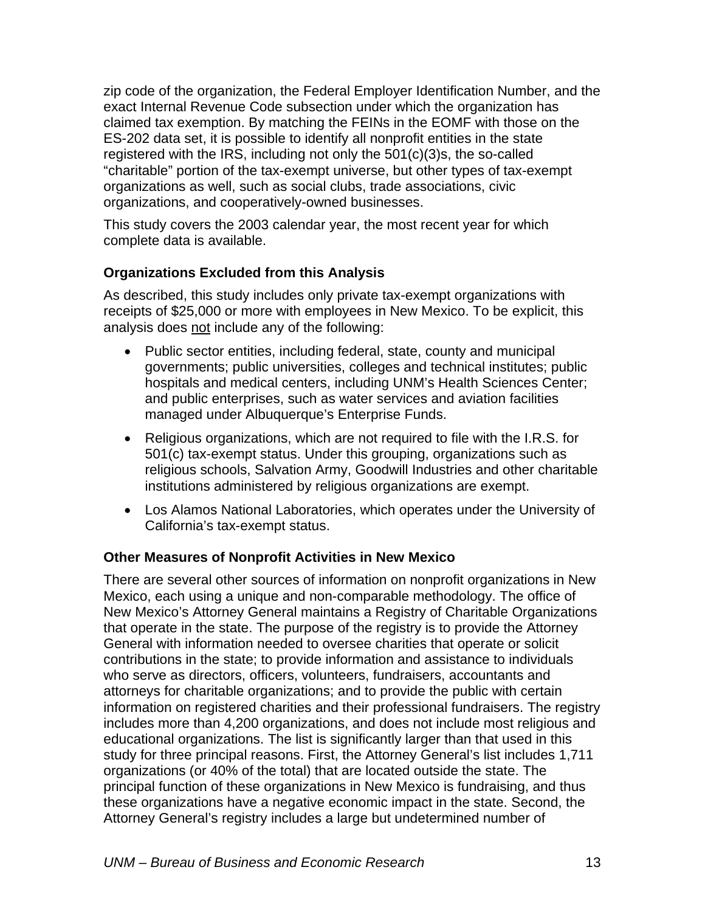zip code of the organization, the Federal Employer Identification Number, and the exact Internal Revenue Code subsection under which the organization has claimed tax exemption. By matching the FEINs in the EOMF with those on the ES-202 data set, it is possible to identify all nonprofit entities in the state registered with the IRS, including not only the 501(c)(3)s, the so-called "charitable" portion of the tax-exempt universe, but other types of tax-exempt organizations as well, such as social clubs, trade associations, civic organizations, and cooperatively-owned businesses.

This study covers the 2003 calendar year, the most recent year for which complete data is available.

### Organizations Excluded from this Analysis

As described, this study includes only private tax-exempt organizations with receipts of $25,000 or more with employees in New Mexico. To be explicit, this analysis does <u>not</u> include any of the following:

- Public sector entities, including federal, state, county and municipal governments; public universities, colleges and technical institutes; public hospitals and medical centers, including UNM's Health Sciences Center; and public enterprises, such as water services and aviation facilities managed under Albuquerque's Enterprise Funds.
- Religious organizations, which are not required to file with the I.R.S. for 501(c) tax-exempt status. Under this grouping, organizations such as religious schools, Salvation Army, Goodwill Industries and other charitable institutions administered by religious organizations are exempt.
- Los Alamos National Laboratories, which operates under the University of California's tax-exempt status.

### Other Measures of Nonprofit Activities in New Mexico

There are several other sources of information on nonprofit organizations in New Mexico, each using a unique and non-comparable methodology. The office of New Mexico's Attorney General maintains a Registry of Charitable Organizations that operate in the state. The purpose of the registry is to provide the Attorney General with information needed to oversee charities that operate or solicit contributions in the state; to provide information and assistance to individuals who serve as directors, officers, volunteers, fundraisers, accountants and attorneys for charitable organizations; and to provide the public with certain information on registered charities and their professional fundraisers. The registry includes more than 4,200 organizations, and does not include most religious and educational organizations. The list is significantly larger than that used in this study for three principal reasons. First, the Attorney General's list includes 1,711 organizations (or 40% of the total) that are located outside the state. The principal function of these organizations in New Mexico is fundraising, and thus these organizations have a negative economic impact in the state. Second, the Attorney General's registry includes a large but undetermined number of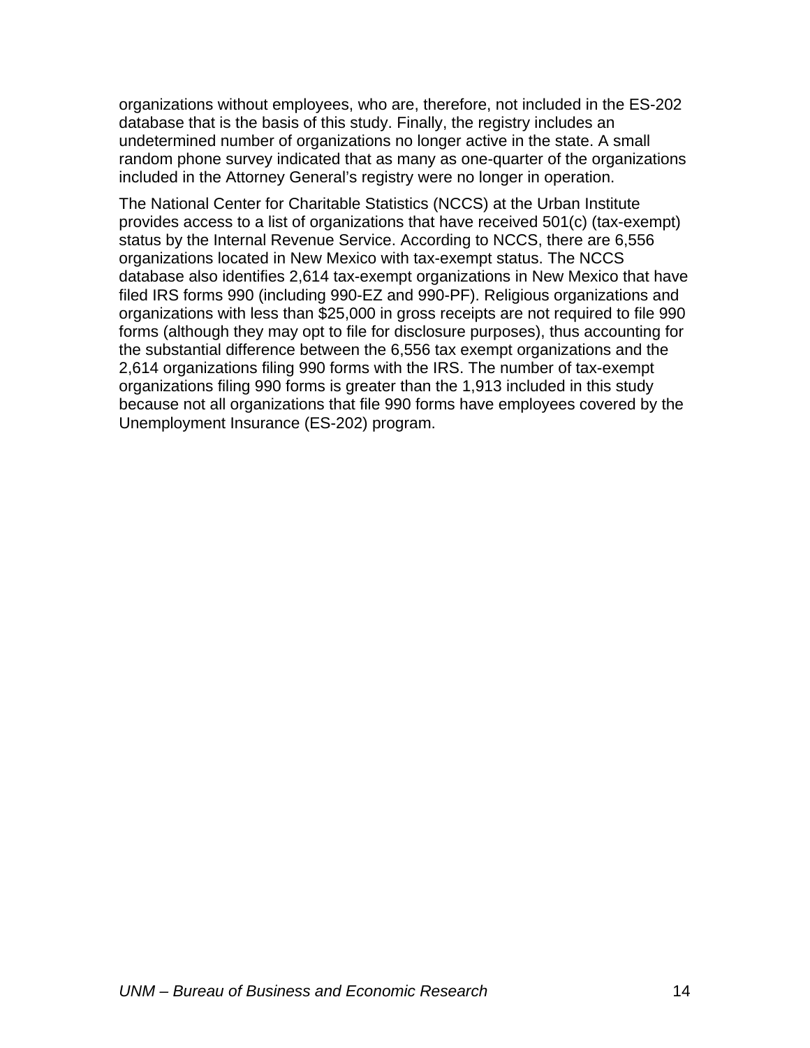organizations without employees, who are, therefore, not included in the ES-202 database that is the basis of this study. Finally, the registry includes an undetermined number of organizations no longer active in the state. A small random phone survey indicated that as many as one-quarter of the organizations included in the Attorney General's registry were no longer in operation.

The National Center for Charitable Statistics (NCCS) at the Urban Institute provides access to a list of organizations that have received 501(c) (tax-exempt) status by the Internal Revenue Service. According to NCCS, there are 6,556 organizations located in New Mexico with tax-exempt status. The NCCS database also identifies 2,614 tax-exempt organizations in New Mexico that have filed IRS forms 990 (including 990-EZ and 990-PF). Religious organizations and organizations with less than $25,000 in gross receipts are not required to file 990 forms (although they may opt to file for disclosure purposes), thus accounting for the substantial difference between the 6,556 tax exempt organizations and the 2,614 organizations filing 990 forms with the IRS. The number of tax-exempt organizations filing 990 forms is greater than the 1,913 included in this study because not all organizations that file 990 forms have employees covered by the Unemployment Insurance (ES-202) program.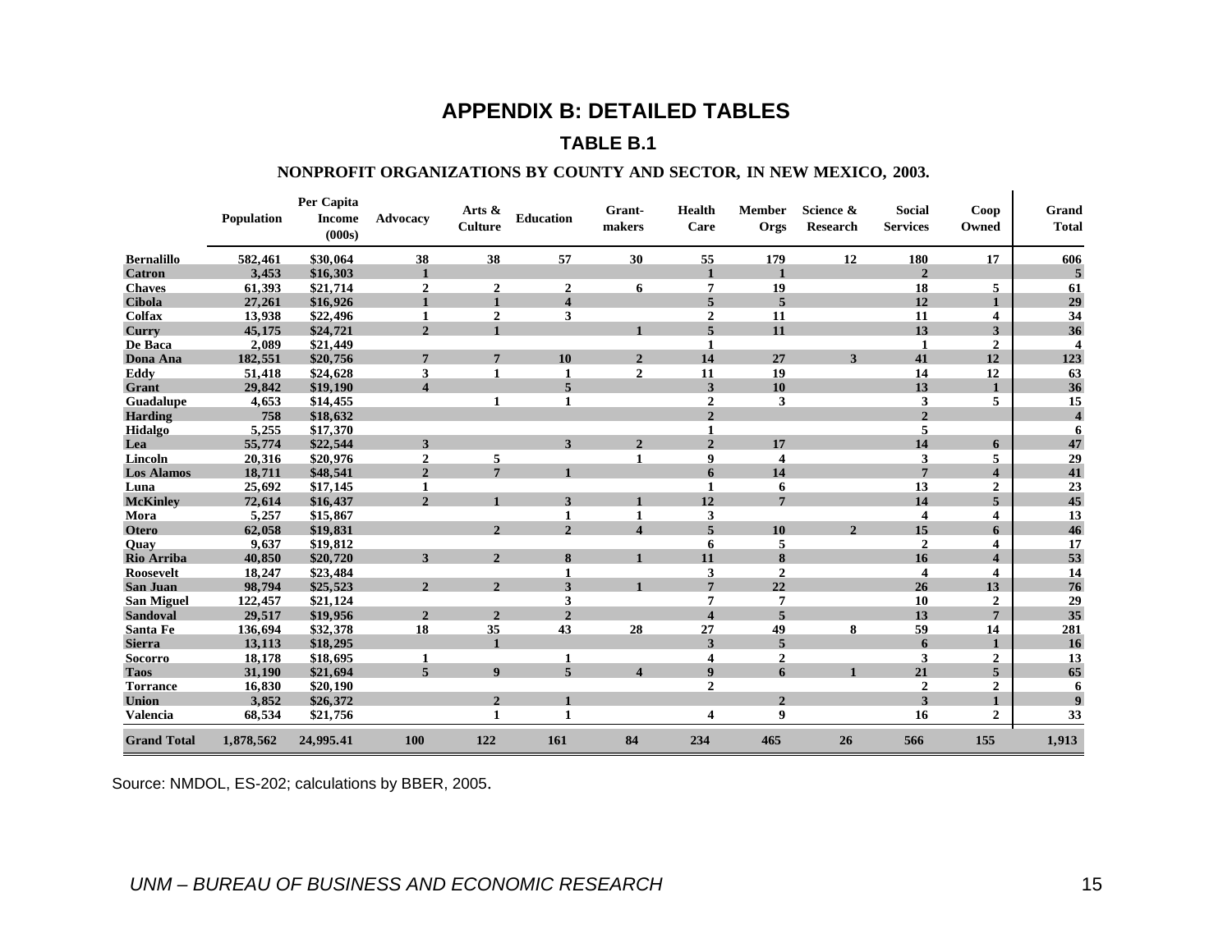# APPENDIX B: DETAILED TABLES

## TABLE B.1

### NONPROFIT ORGANIZATIONS BY COUNTY AND SECTOR, IN NEW MEXICO, 2003.

| | Population | Per Capita Income (000s) | Advocacy | Arts & Culture | Education | Grant-makers | Health Care | Member Orgs | Science & Research | Social Services | Coop Owned | Grand Total |
|---|---|---|---|---|---|---|---|---|---|---|---|---|
| **Bernalillo** | 582,461 | $30,064 | 38 | 38 | 57 | 30 | 55 | 179 | 12 | 180 | 17 | 606 |
| **Catron** | 3,453 | $16,303 | 1 | | | | 1 | 1 | | 2 | | 5 |
| **Chaves** | 61,393 | $21,714 | 2 | 2 | 2 | 6 | 7 | 19 | | 18 | 5 | 61 |
| **Cibola** | 27,261 | $16,926 | 1 | 1 | 4 | | 5 | 5 | | 12 | 1 | 29 |
| **Colfax** | 13,938 | $22,496 | 1 | 2 | 3 | | 2 | 11 | | 11 | 4 | 34 |
| **Curry** | 45,175 | $24,721 | 2 | 1 | | 1 | 5 | 11 | | 13 | 3 | 36 |
| **De Baca** | 2,089 | $21,449 | | | | | 1 | | | 1 | 2 | 4 |
| **Dona Ana** | 182,551 | $20,756 | 7 | 7 | 10 | 2 | 14 | 27 | 3 | 41 | 12 | 123 |
| **Eddy** | 51,418 | $24,628 | 3 | 1 | 1 | 2 | 11 | 19 | | 14 | 12 | 63 |
| **Grant** | 29,842 | $19,190 | 4 | | 5 | | 3 | 10 | | 13 | 1 | 36 |
| **Guadalupe** | 4,653 | $14,455 | | 1 | 1 | | 2 | 3 | | 3 | 5 | 15 |
| **Harding** | 758 | $18,632 | | | | | 2 | | | 2 | | 4 |
| **Hidalgo** | 5,255 | $17,370 | | | | | 1 | | | 5 | | 6 |
| **Lea** | 55,774 | $22,544 | 3 | | 3 | 2 | 2 | 17 | | 14 | 6 | 47 |
| **Lincoln** | 20,316 | $20,976 | 2 | 5 | | 1 | 9 | 4 | | 3 | 5 | 29 |
| **Los Alamos** | 18,711 | $48,541 | 2 | 7 | 1 | | 6 | 14 | | 7 | 4 | 41 |
| **Luna** | 25,692 | $17,145 | 1 | | | | 1 | 6 | | 13 | 2 | 23 |
| **McKinley** | 72,614 | $16,437 | 2 | 1 | 3 | 1 | 12 | 7 | | 14 | 5 | 45 |
| **Mora** | 5,257 | $15,867 | | | 1 | 1 | 3 | | | 4 | 4 | 13 |
| **Otero** | 62,058 | $19,831 | | 2 | 2 | 4 | 5 | 10 | 2 | 15 | 6 | 46 |
| **Quay** | 9,637 | $19,812 | | | | | 6 | 5 | | 2 | 4 | 17 |
| **Rio Arriba** | 40,850 | $20,720 | 3 | 2 | 8 | 1 | 11 | 8 | | 16 | 4 | 53 |
| **Roosevelt** | 18,247 | $23,484 | | | 1 | | 3 | 2 | | 4 | 4 | 14 |
| **San Juan** | 98,794 | $25,523 | 2 | 2 | 3 | 1 | 7 | 22 | | 26 | 13 | 76 |
| **San Miguel** | 122,457 | $21,124 | | | 3 | | 7 | 7 | | 10 | 2 | 29 |
| **Sandoval** | 29,517 | $19,956 | 2 | 2 | 2 | | 4 | 5 | | 13 | 7 | 35 |
| **Santa Fe** | 136,694 | $32,378 | 18 | 35 | 43 | 28 | 27 | 49 | 8 | 59 | 14 | 281 |
| **Sierra** | 13,113 | $18,295 | | 1 | | | 3 | 5 | | 6 | 1 | 16 |
| **Socorro** | 18,178 | $18,695 | 1 | | 1 | | 4 | 2 | | 3 | 2 | 13 |
| **Taos** | 31,190 | $21,694 | 5 | 9 | 5 | 4 | 9 | 6 | 1 | 21 | 5 | 65 |
| **Torrance** | 16,830 | $20,190 | | | | | 2 | | | 2 | 2 | 6 |
| **Union** | 3,852 | $26,372 | | 2 | 1 | | | 2 | | 3 | 1 | 9 |
| **Valencia** | 68,534 | $21,756 | | 1 | 1 | | 4 | 9 | | 16 | 2 | 33 |
| **Grand Total** | 1,878,562 | 24,995.41 | 100 | 122 | 161 | 84 | 234 | 465 | 26 | 566 | 155 | 1,913 |

Source: NMDOL, ES-202; calculations by BBER, 2005.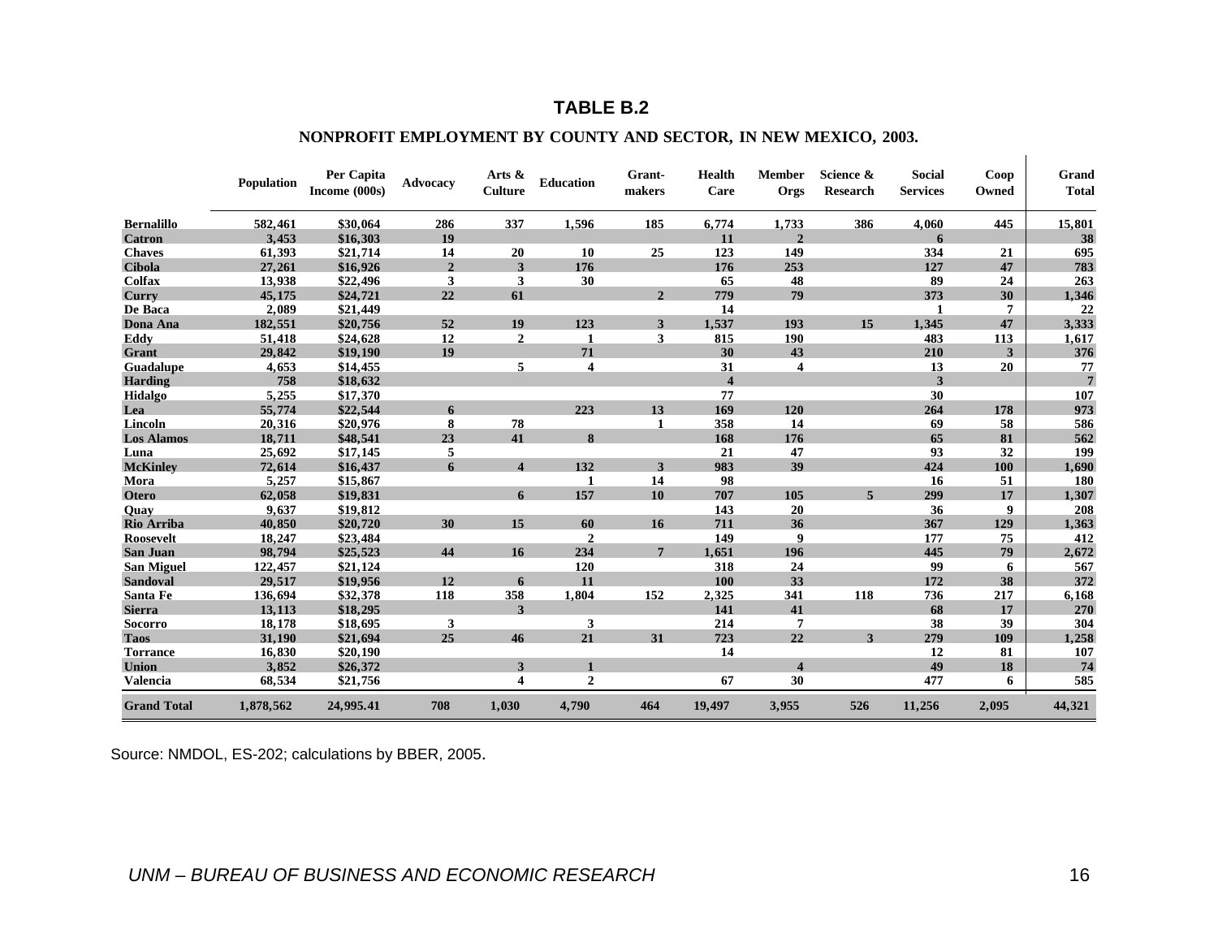## TABLE B.2

**NONPROFIT EMPLOYMENT BY COUNTY AND SECTOR, IN NEW MEXICO, 2003.**

| | Population | Per Capita Income (000s) | Advocacy | Arts & Culture | Education | Grant-makers | Health Care | Member Orgs | Science & Research | Social Services | Coop Owned | Grand Total |
|---|---|---|---|---|---|---|---|---|---|---|---|---|
| **Bernalillo** | 582,461 | $30,064 | 286 | 337 | 1,596 | 185 | 6,774 | 1,733 | 386 | 4,060 | 445 | 15,801 |
| **Catron** | 3,453 | $16,303 | 19 | | | | 11 | 2 | | 6 | | 38 |
| **Chaves** | 61,393 | $21,714 | 14 | 20 | 10 | 25 | 123 | 149 | | 334 | 21 | 695 |
| **Cibola** | 27,261 | $16,926 | 2 | 3 | 176 | | 176 | 253 | | 127 | 47 | 783 |
| **Colfax** | 13,938 | $22,496 | 3 | 3 | 30 | | 65 | 48 | | 89 | 24 | 263 |
| **Curry** | 45,175 | $24,721 | 22 | 61 | | 2 | 779 | 79 | | 373 | 30 | 1,346 |
| **De Baca** | 2,089 | $21,449 | | | | | 14 | | | 1 | 7 | 22 |
| **Dona Ana** | 182,551 | $20,756 | 52 | 19 | 123 | 3 | 1,537 | 193 | 15 | 1,345 | 47 | 3,333 |
| **Eddy** | 51,418 | $24,628 | 12 | 2 | 1 | 3 | 815 | 190 | | 483 | 113 | 1,617 |
| **Grant** | 29,842 | $19,190 | 19 | | 71 | | 30 | 43 | | 210 | 3 | 376 |
| **Guadalupe** | 4,653 | $14,455 | | 5 | 4 | | 31 | 4 | | 13 | 20 | 77 |
| **Harding** | 758 | $18,632 | | | | | 4 | | | 3 | | 7 |
| **Hidalgo** | 5,255 | $17,370 | | | | | 77 | | | 30 | | 107 |
| **Lea** | 55,774 | $22,544 | 6 | | 223 | 13 | 169 | 120 | | 264 | 178 | 973 |
| **Lincoln** | 20,316 | $20,976 | 8 | 78 | | 1 | 358 | 14 | | 69 | 58 | 586 |
| **Los Alamos** | 18,711 | $48,541 | 23 | 41 | 8 | | 168 | 176 | | 65 | 81 | 562 |
| **Luna** | 25,692 | $17,145 | 5 | | | | 21 | 47 | | 93 | 32 | 199 |
| **McKinley** | 72,614 | $16,437 | 6 | 4 | 132 | 3 | 983 | 39 | | 424 | 100 | 1,690 |
| **Mora** | 5,257 | $15,867 | | | 1 | 14 | 98 | | | 16 | 51 | 180 |
| **Otero** | 62,058 | $19,831 | | 6 | 157 | 10 | 707 | 105 | 5 | 299 | 17 | 1,307 |
| **Quay** | 9,637 | $19,812 | | | | | 143 | 20 | | 36 | 9 | 208 |
| **Rio Arriba** | 40,850 | $20,720 | 30 | 15 | 60 | 16 | 711 | 36 | | 367 | 129 | 1,363 |
| **Roosevelt** | 18,247 | $23,484 | | | 2 | | 149 | 9 | | 177 | 75 | 412 |
| **San Juan** | 98,794 | $25,523 | 44 | 16 | 234 | 7 | 1,651 | 196 | | 445 | 79 | 2,672 |
| **San Miguel** | 122,457 | $21,124 | | | 120 | | 318 | 24 | | 99 | 6 | 567 |
| **Sandoval** | 29,517 | $19,956 | 12 | 6 | 11 | | 100 | 33 | | 172 | 38 | 372 |
| **Santa Fe** | 136,694 | $32,378 | 118 | 358 | 1,804 | 152 | 2,325 | 341 | 118 | 736 | 217 | 6,168 |
| **Sierra** | 13,113 | $18,295 | | 3 | | | 141 | 41 | | 68 | 17 | 270 |
| **Socorro** | 18,178 | $18,695 | 3 | | 3 | | 214 | 7 | | 38 | 39 | 304 |
| **Taos** | 31,190 | $21,694 | 25 | 46 | 21 | 31 | 723 | 22 | 3 | 279 | 109 | 1,258 |
| **Torrance** | 16,830 | $20,190 | | | | | 14 | | | 12 | 81 | 107 |
| **Union** | 3,852 | $26,372 | | 3 | 1 | | | 4 | | 49 | 18 | 74 |
| **Valencia** | 68,534 | $21,756 | | 4 | 2 | | 67 | 30 | | 477 | 6 | 585 |
| **Grand Total** | 1,878,562 | 24,995.41 | 708 | 1,030 | 4,790 | 464 | 19,497 | 3,955 | 526 | 11,256 | 2,095 | 44,321 |

Source: NMDOL, ES-202; calculations by BBER, 2005.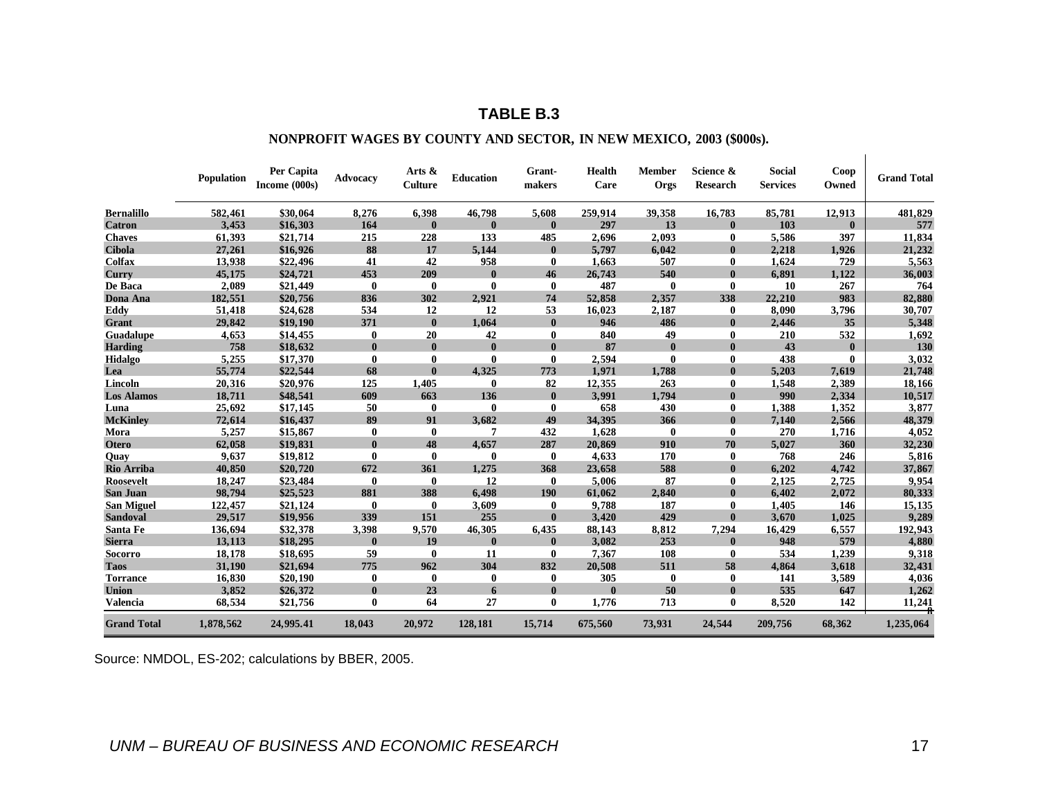## TABLE B.3

**NONPROFIT WAGES BY COUNTY AND SECTOR, IN NEW MEXICO, 2003 ($000s).**

| | Population | Per Capita Income (000s) | Advocacy | Arts & Culture | Education | Grant-makers | Health Care | Member Orgs | Science & Research | Social Services | Coop Owned | Grand Total |
|---|---|---|---|---|---|---|---|---|---|---|---|---|
| **Bernalillo** | 582,461 | $30,064 | 8,276 | 6,398 | 46,798 | 5,608 | 259,914 | 39,358 | 16,783 | 85,781 | 12,913 | 481,829 |
| **Catron** | 3,453 | $16,303 | 164 | 0 | 0 | 0 | 297 | 13 | 0 | 103 | 0 | 577 |
| **Chaves** | 61,393 | $21,714 | 215 | 228 | 133 | 485 | 2,696 | 2,093 | 0 | 5,586 | 397 | 11,834 |
| **Cibola** | 27,261 | $16,926 | 88 | 17 | 5,144 | 0 | 5,797 | 6,042 | 0 | 2,218 | 1,926 | 21,232 |
| **Colfax** | 13,938 | $22,496 | 41 | 42 | 958 | 0 | 1,663 | 507 | 0 | 1,624 | 729 | 5,563 |
| **Curry** | 45,175 | $24,721 | 453 | 209 | 0 | 46 | 26,743 | 540 | 0 | 6,891 | 1,122 | 36,003 |
| **De Baca** | 2,089 | $21,449 | 0 | 0 | 0 | 0 | 487 | 0 | 0 | 10 | 267 | 764 |
| **Dona Ana** | 182,551 | $20,756 | 836 | 302 | 2,921 | 74 | 52,858 | 2,357 | 338 | 22,210 | 983 | 82,880 |
| **Eddy** | 51,418 | $24,628 | 534 | 12 | 12 | 53 | 16,023 | 2,187 | 0 | 8,090 | 3,796 | 30,707 |
| **Grant** | 29,842 | $19,190 | 371 | 0 | 1,064 | 0 | 946 | 486 | 0 | 2,446 | 35 | 5,348 |
| **Guadalupe** | 4,653 | $14,455 | 0 | 20 | 42 | 0 | 840 | 49 | 0 | 210 | 532 | 1,692 |
| **Harding** | 758 | $18,632 | 0 | 0 | 0 | 0 | 87 | 0 | 0 | 43 | 0 | 130 |
| **Hidalgo** | 5,255 | $17,370 | 0 | 0 | 0 | 0 | 2,594 | 0 | 0 | 438 | 0 | 3,032 |
| **Lea** | 55,774 | $22,544 | 68 | 0 | 4,325 | 773 | 1,971 | 1,788 | 0 | 5,203 | 7,619 | 21,748 |
| **Lincoln** | 20,316 | $20,976 | 125 | 1,405 | 0 | 82 | 12,355 | 263 | 0 | 1,548 | 2,389 | 18,166 |
| **Los Alamos** | 18,711 | $48,541 | 609 | 663 | 136 | 0 | 3,991 | 1,794 | 0 | 990 | 2,334 | 10,517 |
| **Luna** | 25,692 | $17,145 | 50 | 0 | 0 | 0 | 658 | 430 | 0 | 1,388 | 1,352 | 3,877 |
| **McKinley** | 72,614 | $16,437 | 89 | 91 | 3,682 | 49 | 34,395 | 366 | 0 | 7,140 | 2,566 | 48,379 |
| **Mora** | 5,257 | $15,867 | 0 | 0 | 7 | 432 | 1,628 | 0 | 0 | 270 | 1,716 | 4,052 |
| **Otero** | 62,058 | $19,831 | 0 | 48 | 4,657 | 287 | 20,869 | 910 | 70 | 5,027 | 360 | 32,230 |
| **Quay** | 9,637 | $19,812 | 0 | 0 | 0 | 0 | 4,633 | 170 | 0 | 768 | 246 | 5,816 |
| **Rio Arriba** | 40,850 | $20,720 | 672 | 361 | 1,275 | 368 | 23,658 | 588 | 0 | 6,202 | 4,742 | 37,867 |
| **Roosevelt** | 18,247 | $23,484 | 0 | 0 | 12 | 0 | 5,006 | 87 | 0 | 2,125 | 2,725 | 9,954 |
| **San Juan** | 98,794 | $25,523 | 881 | 388 | 6,498 | 190 | 61,062 | 2,840 | 0 | 6,402 | 2,072 | 80,333 |
| **San Miguel** | 122,457 | $21,124 | 0 | 0 | 3,609 | 0 | 9,788 | 187 | 0 | 1,405 | 146 | 15,135 |
| **Sandoval** | 29,517 | $19,956 | 339 | 151 | 255 | 0 | 3,420 | 429 | 0 | 3,670 | 1,025 | 9,289 |
| **Santa Fe** | 136,694 | $32,378 | 3,398 | 9,570 | 46,305 | 6,435 | 88,143 | 8,812 | 7,294 | 16,429 | 6,557 | 192,943 |
| **Sierra** | 13,113 | $18,295 | 0 | 19 | 0 | 0 | 3,082 | 253 | 0 | 948 | 579 | 4,880 |
| **Socorro** | 18,178 | $18,695 | 59 | 0 | 11 | 0 | 7,367 | 108 | 0 | 534 | 1,239 | 9,318 |
| **Taos** | 31,190 | $21,694 | 775 | 962 | 304 | 832 | 20,508 | 511 | 58 | 4,864 | 3,618 | 32,431 |
| **Torrance** | 16,830 | $20,190 | 0 | 0 | 0 | 0 | 305 | 0 | 0 | 141 | 3,589 | 4,036 |
| **Union** | 3,852 | $26,372 | 0 | 23 | 6 | 0 | 0 | 50 | 0 | 535 | 647 | 1,262 |
| **Valencia** | 68,534 | $21,756 | 0 | 64 | 27 | 0 | 1,776 | 713 | 0 | 8,520 | 142 | 11,241 |
| **Grand Total** | 1,878,562 | 24,995.41 | 18,043 | 20,972 | 128,181 | 15,714 | 675,560 | 73,931 | 24,544 | 209,756 | 68,362 | 1,235,064 |

Source: NMDOL, ES-202; calculations by BBER, 2005.